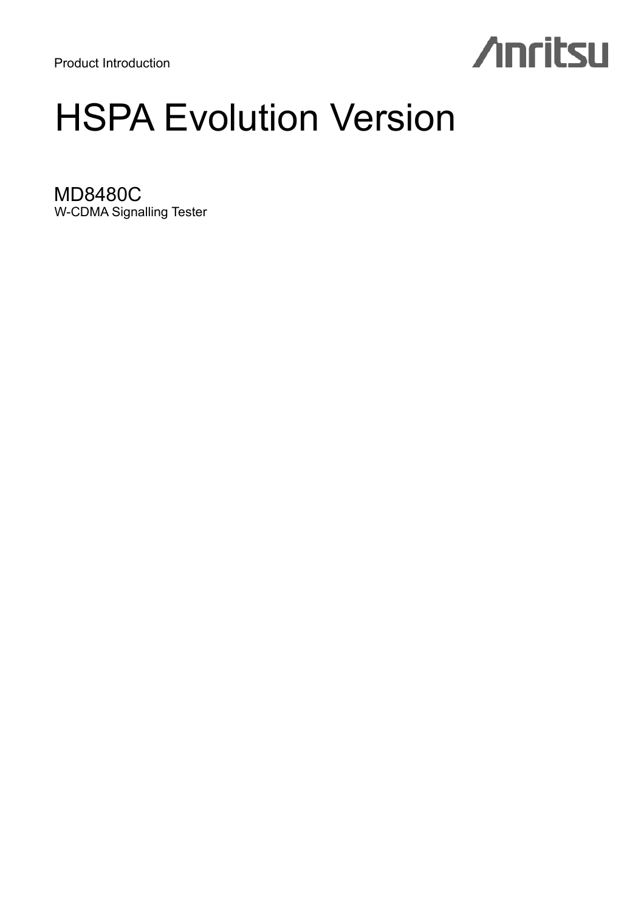Product Introduction

Anritsu

# HSPA Evolution Version

## MD8480C

W-CDMA Signalling Tester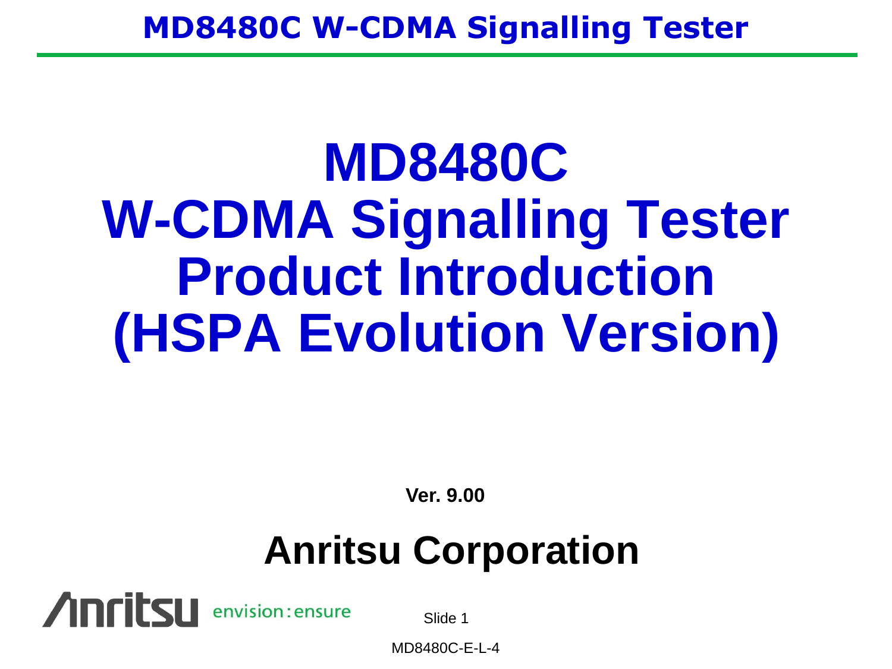# MD8480C W-CDMA Signalling Tester Product Introduction (HSPA Evolution Version)

**Ver. 9.00**

## Anritsu Corporation

MD8480C-E-L-4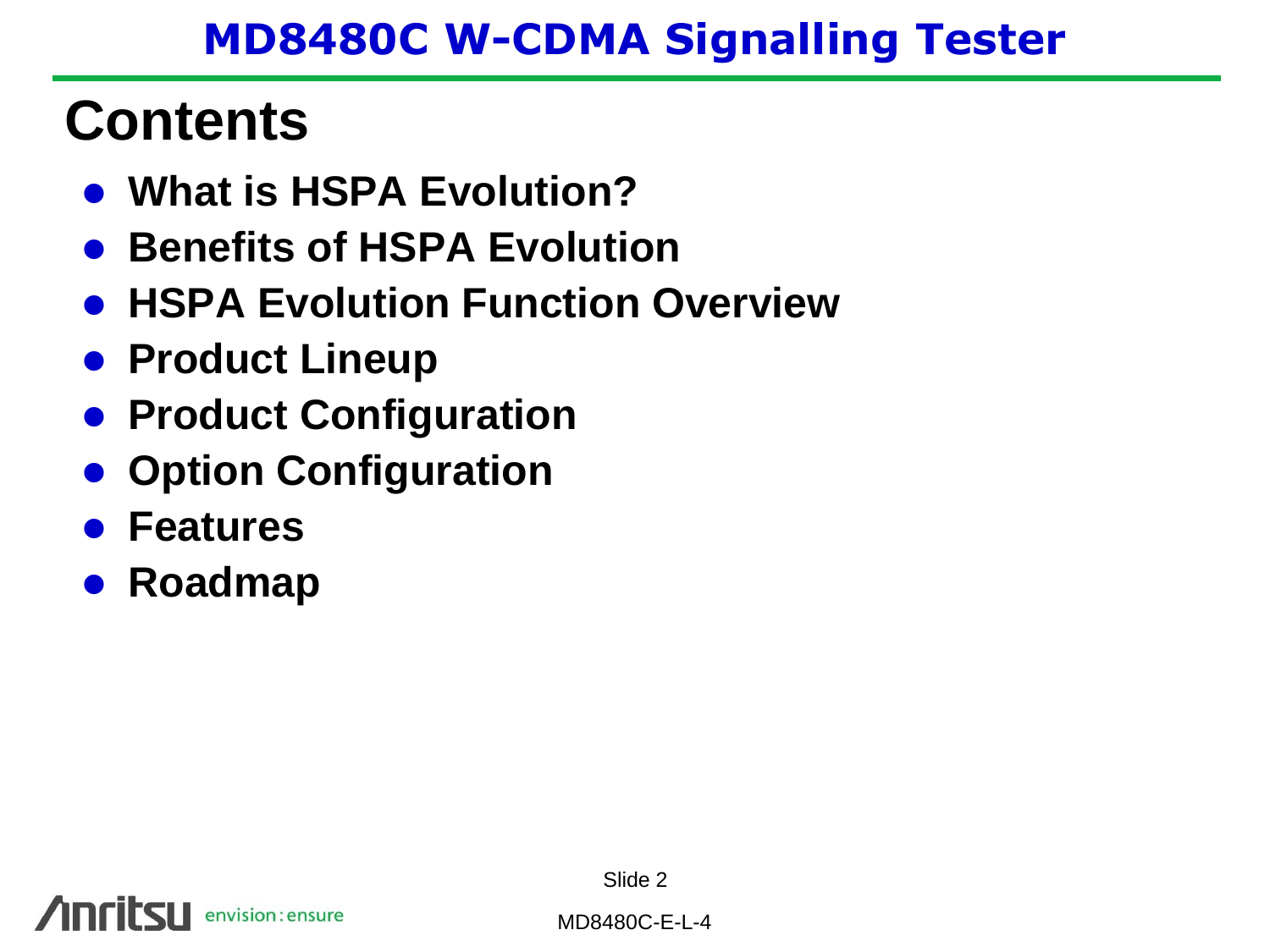# Contents

- **What is HSPA Evolution?**
- **Benefits of HSPA Evolution**
- **HSPA Evolution Function Overview**
- **Product Lineup**
- **Product Configuration**
- **Option Configuration**
- **Features**
- **Roadmap**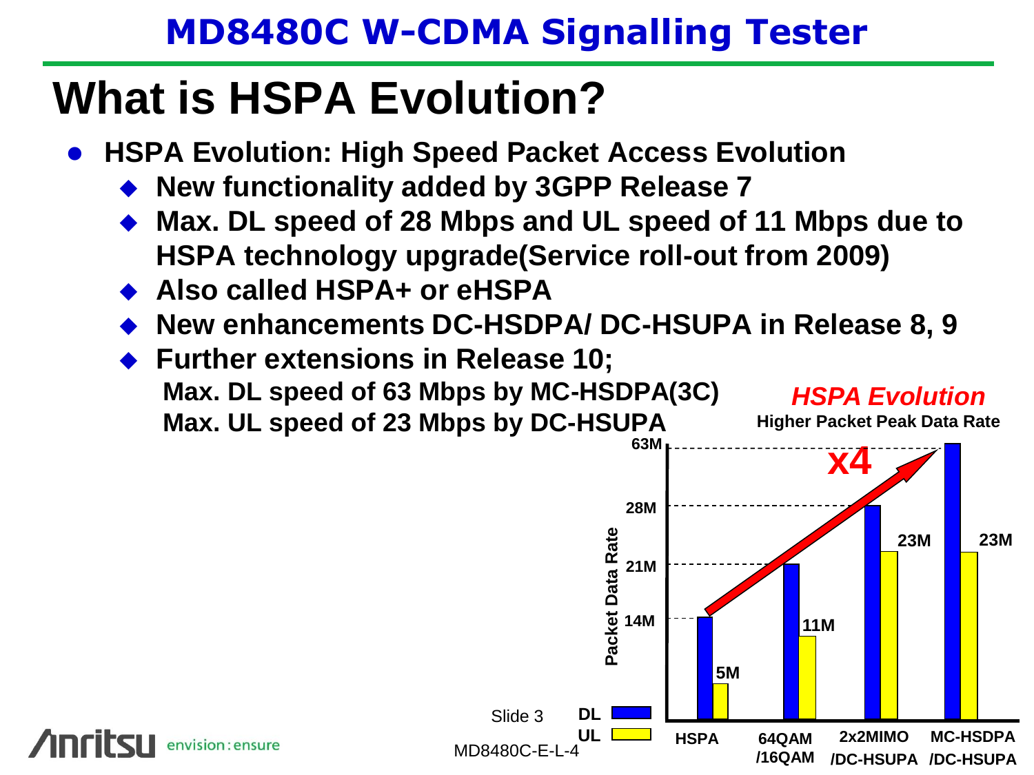# What is HSPA Evolution?

- **HSPA Evolution: High Speed Packet Access Evolution**
  - **New functionality added by 3GPP Release 7**
  - **Max. DL speed of 28 Mbps and UL speed of 11 Mbps due to HSPA technology upgrade(Service roll-out from 2009)**
  - **Also called HSPA+ or eHSPA**
  - **New enhancements DC-HSDPA/ DC-HSUPA in Release 8, 9**
  - **Further extensions in Release 10;**
    **Max. DL speed of 63 Mbps by MC-HSDPA(3C)**
    **Max. UL speed of 23 Mbps by DC-HSUPA**

***HSPA Evolution***

**Higher Packet Peak Data Rate**

| | HSPA | 64QAM /16QAM | 2x2MIMO /DC-HSUPA | MC-HSDPA /DC-HSUPA |
|---|---|---|---|---|
| DL | 14M | 21M | 28M | 63M |
| UL | 5M | 11M | 23M | 23M |

**x4**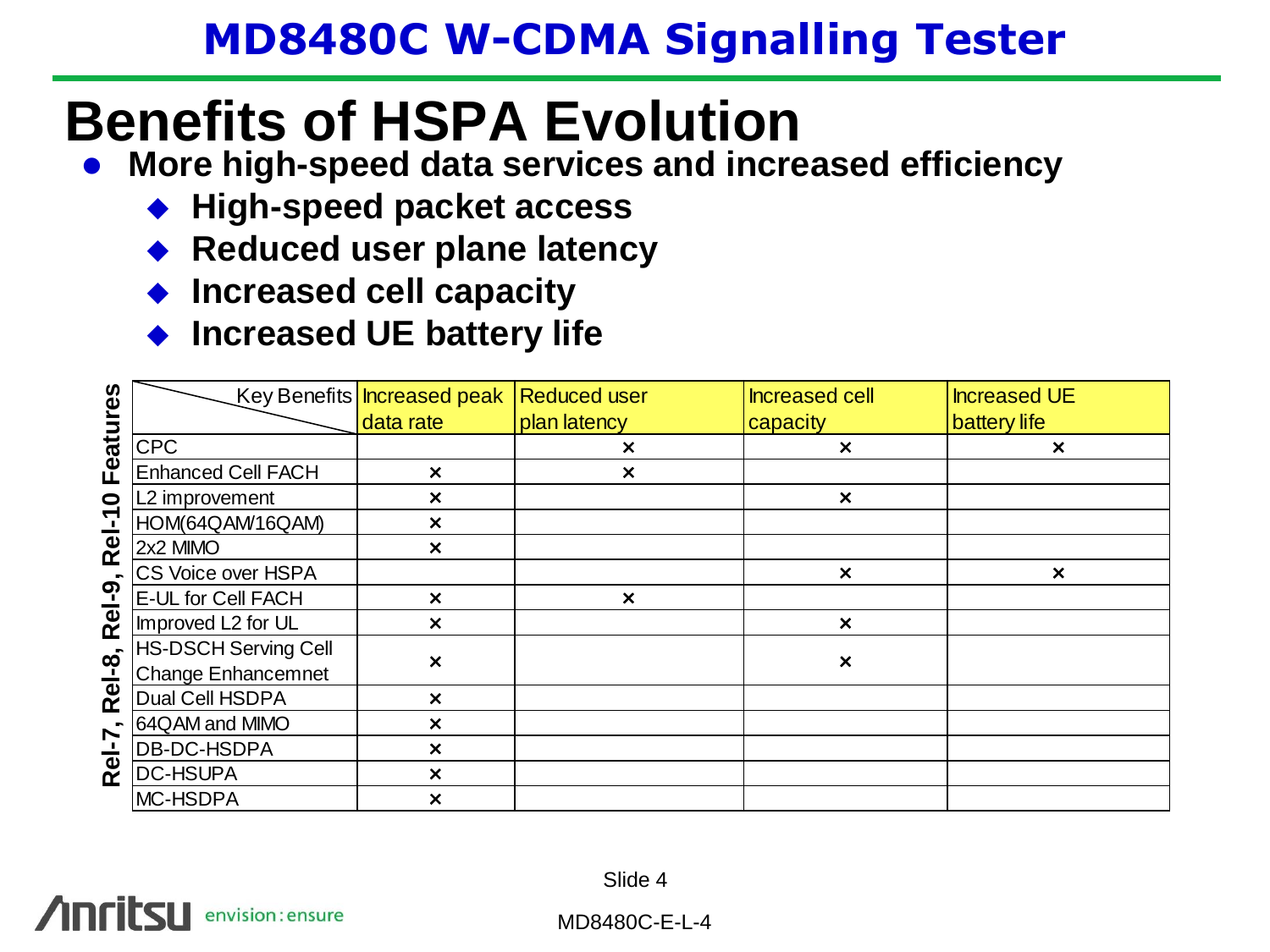# MD8480C W-CDMA Signalling Tester

## Benefits of HSPA Evolution

- **More high-speed data services and increased efficiency**
  - **High-speed packet access**
  - **Reduced user plane latency**
  - **Increased cell capacity**
  - **Increased UE battery life**

**Rel-7, Rel-8, Rel-9, Rel-10 Features**

| Features \ Key Benefits | Increased peak data rate | Reduced user plan latency | Increased cell capacity | Increased UE battery life |
|---|---|---|---|---|
| CPC | | × | × | × |
| Enhanced Cell FACH | × | × | | |
| L2 improvement | × | | × | |
| HOM(64QAM/16QAM) | × | | | |
| 2x2 MIMO | × | | | |
| CS Voice over HSPA | | | × | × |
| E-UL for Cell FACH | × | × | | |
| Improved L2 for UL | × | | × | |
| HS-DSCH Serving Cell Change Enhancemnet | × | | × | |
| Dual Cell HSDPA | × | | | |
| 64QAM and MIMO | × | | | |
| DB-DC-HSDPA | × | | | |
| DC-HSUPA | × | | | |
| MC-HSDPA | × | | | |

MD8480C-E-L-4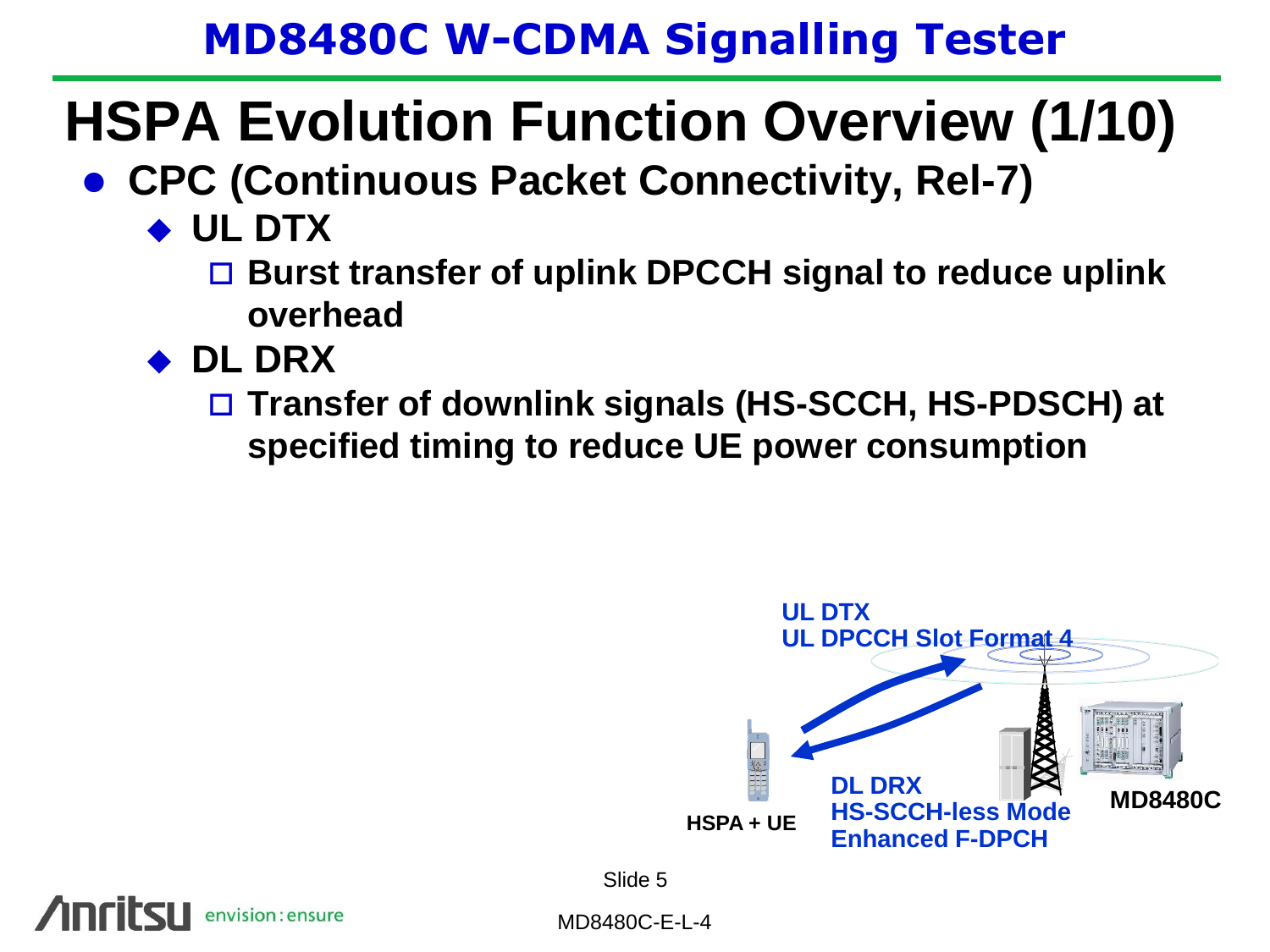# HSPA Evolution Function Overview (1/10)

- **CPC (Continuous Packet Connectivity, Rel-7)**
  - **UL DTX**
    - **Burst transfer of uplink DPCCH signal to reduce uplink overhead**
  - **DL DRX**
    - **Transfer of downlink signals (HS-SCCH, HS-PDSCH) at specified timing to reduce UE power consumption**

**UL DTX**
**UL DPCCH Slot Format 4**

**HSPA + UE**

**DL DRX**
**HS-SCCH-less Mode**
**Enhanced F-DPCH**

**MD8480C**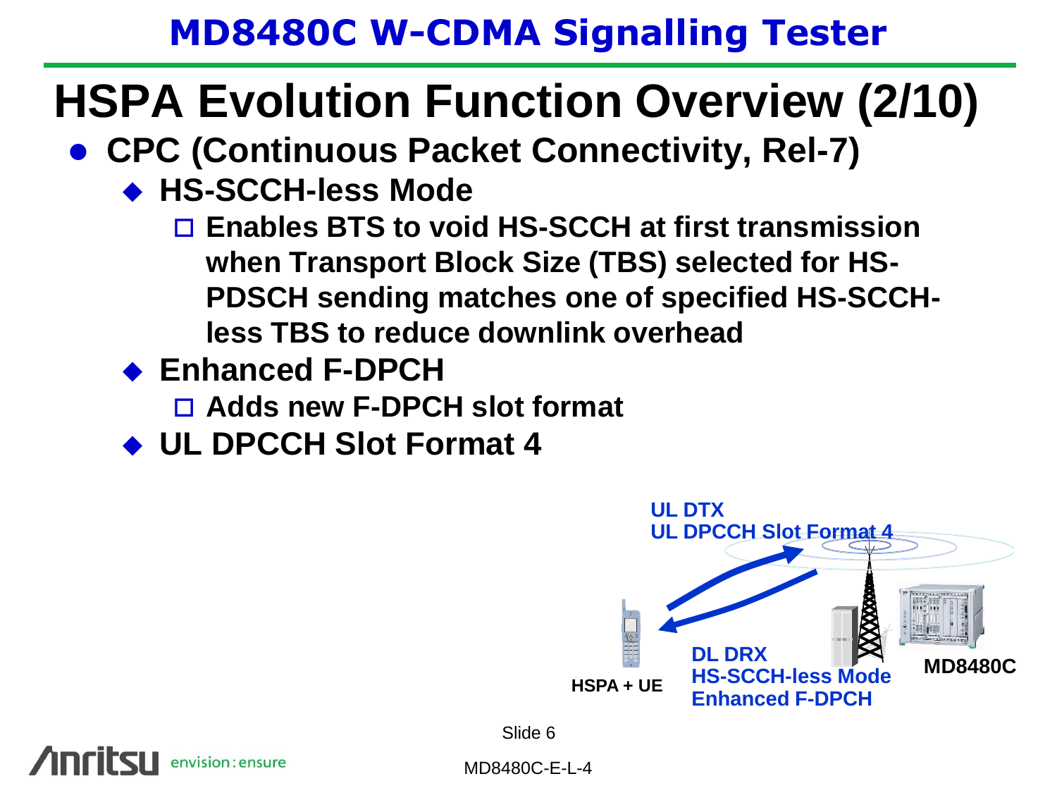# HSPA Evolution Function Overview (2/10)

- **CPC (Continuous Packet Connectivity, Rel-7)**
  - **HS-SCCH-less Mode**
    - **Enables BTS to void HS-SCCH at first transmission when Transport Block Size (TBS) selected for HS-PDSCH sending matches one of specified HS-SCCH-less TBS to reduce downlink overhead**
  - **Enhanced F-DPCH**
    - **Adds new F-DPCH slot format**
  - **UL DPCCH Slot Format 4**

**UL DTX**
**UL DPCCH Slot Format 4**

**HSPA + UE**

**DL DRX**
**HS-SCCH-less Mode**
**Enhanced F-DPCH**

**MD8480C**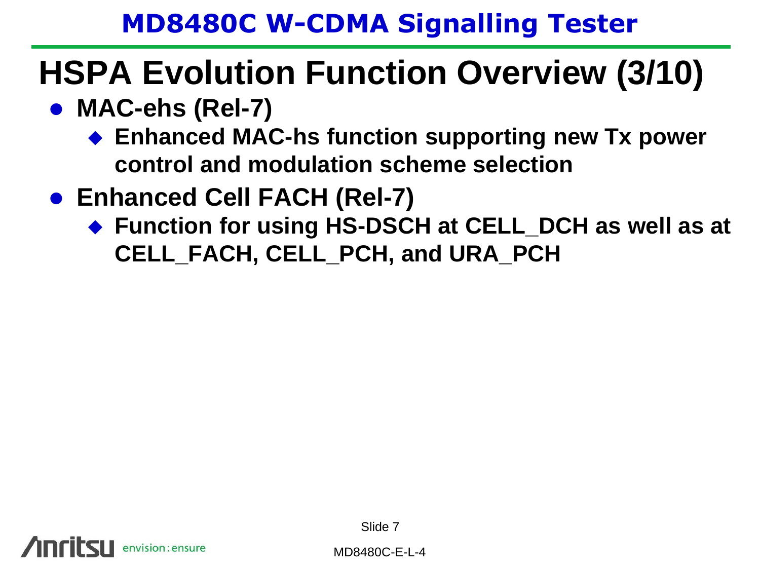# HSPA Evolution Function Overview (3/10)

- **MAC-ehs (Rel-7)**
  - **Enhanced MAC-hs function supporting new Tx power control and modulation scheme selection**
- **Enhanced Cell FACH (Rel-7)**
  - **Function for using HS-DSCH at CELL_DCH as well as at CELL_FACH, CELL_PCH, and URA_PCH**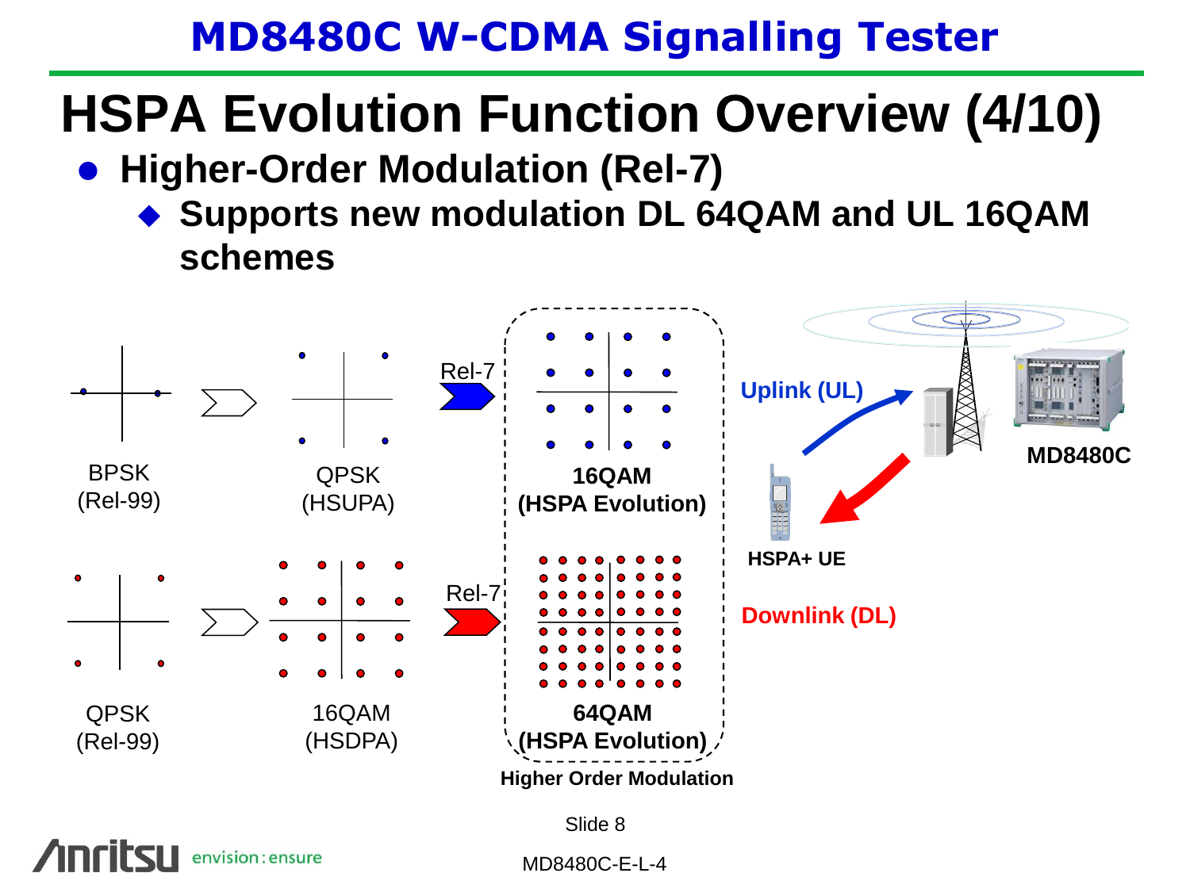# MD8480C W-CDMA Signalling Tester

## HSPA Evolution Function Overview (4/10)

- **Higher-Order Modulation (Rel-7)**
  - **Supports new modulation DL 64QAM and UL 16QAM schemes**

BPSK (Rel-99) → QPSK (HSUPA) → Rel-7 → **16QAM (HSPA Evolution)**

QPSK (Rel-99) → 16QAM (HSDPA) → Rel-7 → **64QAM (HSPA Evolution)**

**Higher Order Modulation**

**Uplink (UL)**

**Downlink (DL)**

**HSPA+ UE**

**MD8480C**

MD8480C-E-L-4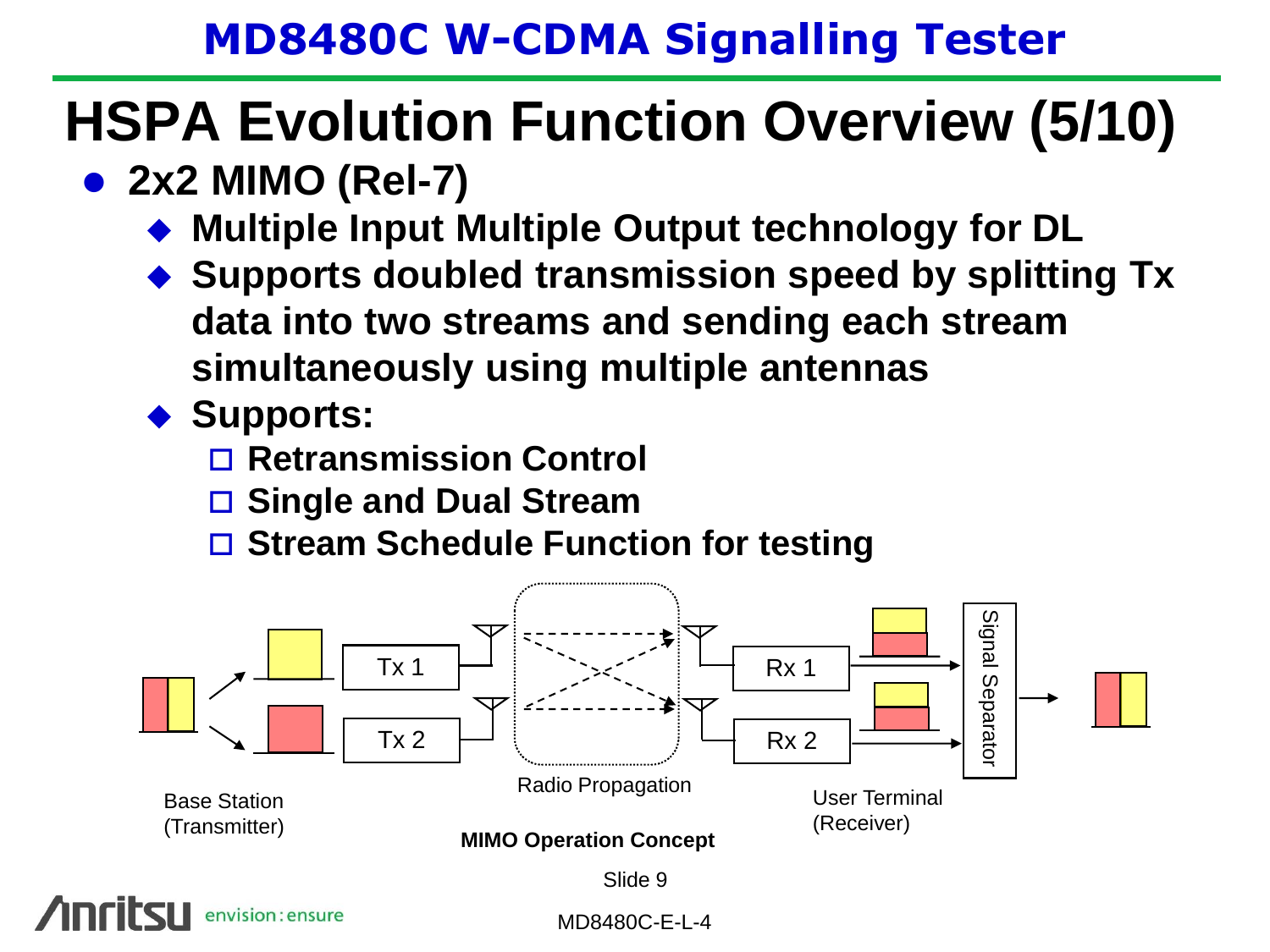# HSPA Evolution Function Overview (5/10)

- **2x2 MIMO (Rel-7)**
  - **Multiple Input Multiple Output technology for DL**
  - **Supports doubled transmission speed by splitting Tx data into two streams and sending each stream simultaneously using multiple antennas**
  - **Supports:**
    - **Retransmission Control**
    - **Single and Dual Stream**
    - **Stream Schedule Function for testing**

Base Station (Transmitter) — Tx 1, Tx 2 — Radio Propagation — Rx 1, Rx 2 — Signal Separator — User Terminal (Receiver)

**MIMO Operation Concept**

MD8480C-E-L-4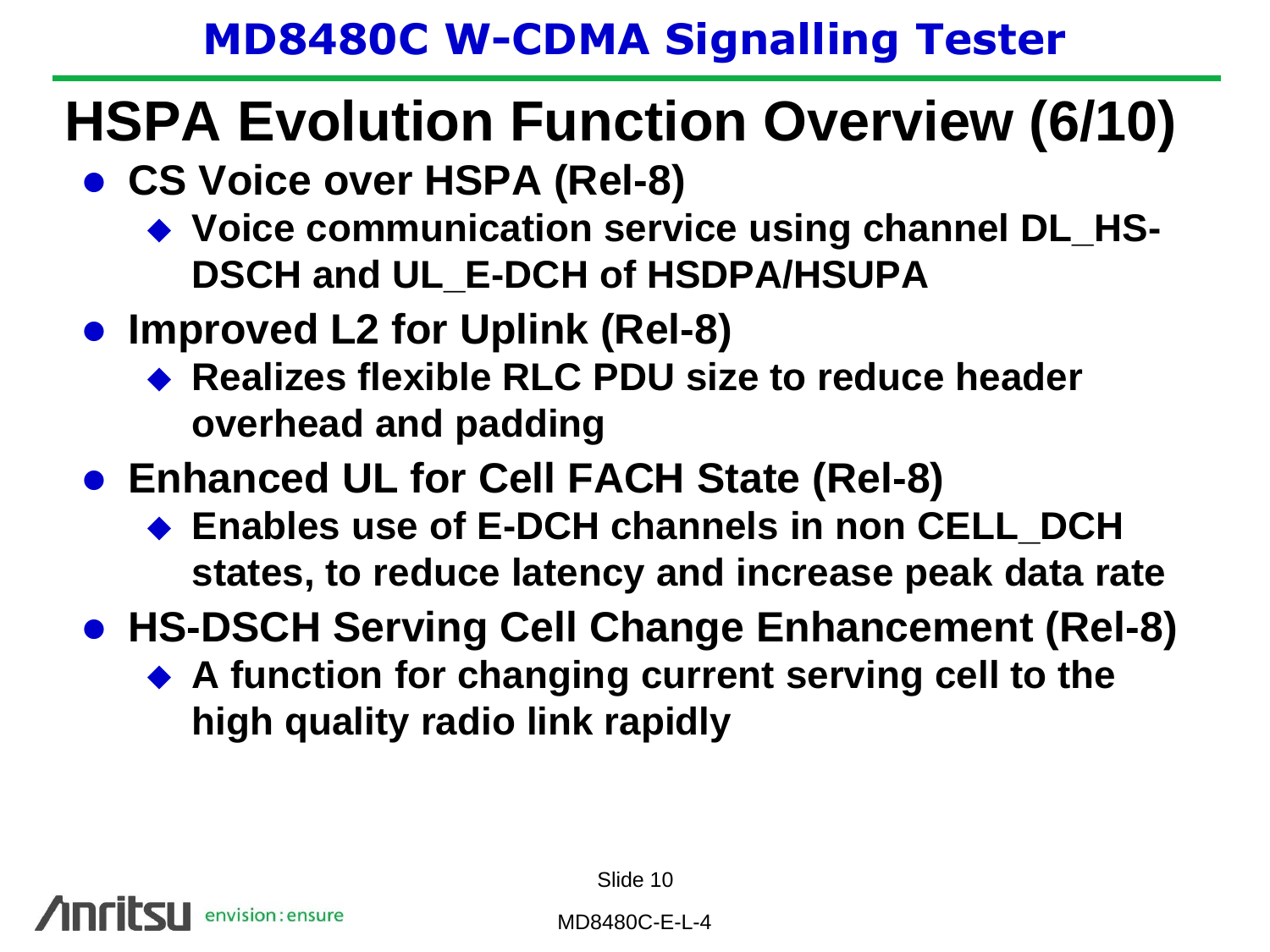# HSPA Evolution Function Overview (6/10)

- **CS Voice over HSPA (Rel-8)**
  - **Voice communication service using channel DL_HS-DSCH and UL_E-DCH of HSDPA/HSUPA**
- **Improved L2 for Uplink (Rel-8)**
  - **Realizes flexible RLC PDU size to reduce header overhead and padding**
- **Enhanced UL for Cell FACH State (Rel-8)**
  - **Enables use of E-DCH channels in non CELL_DCH states, to reduce latency and increase peak data rate**
- **HS-DSCH Serving Cell Change Enhancement (Rel-8)**
  - **A function for changing current serving cell to the high quality radio link rapidly**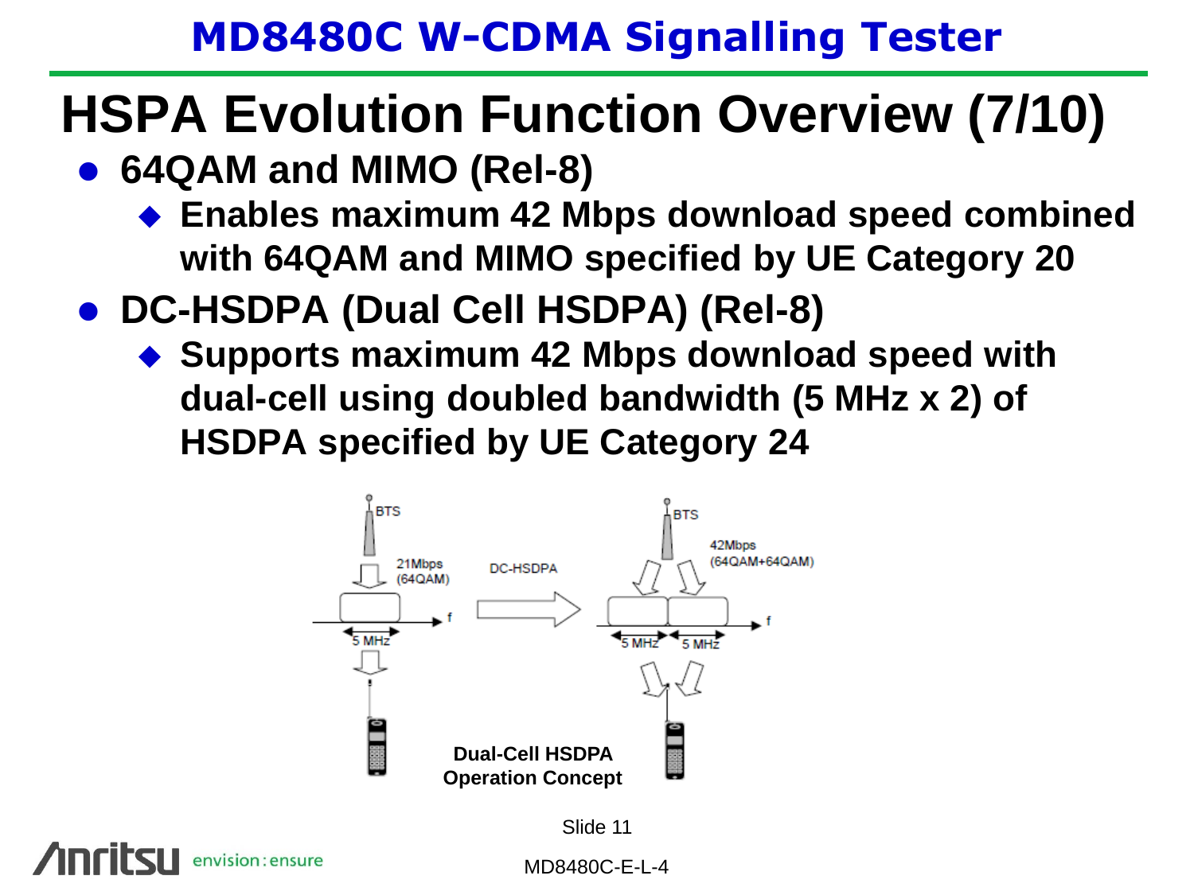# HSPA Evolution Function Overview (7/10)

- **64QAM and MIMO (Rel-8)**
  - **Enables maximum 42 Mbps download speed combined with 64QAM and MIMO specified by UE Category 20**
- **DC-HSDPA (Dual Cell HSDPA) (Rel-8)**
  - **Supports maximum 42 Mbps download speed with dual-cell using doubled bandwidth (5 MHz x 2) of HSDPA specified by UE Category 24**

BTS

21Mbps (64QAM)

5 MHz

DC-HSDPA

BTS

42Mbps (64QAM+64QAM)

5 MHz 5 MHz

**Dual-Cell HSDPA Operation Concept**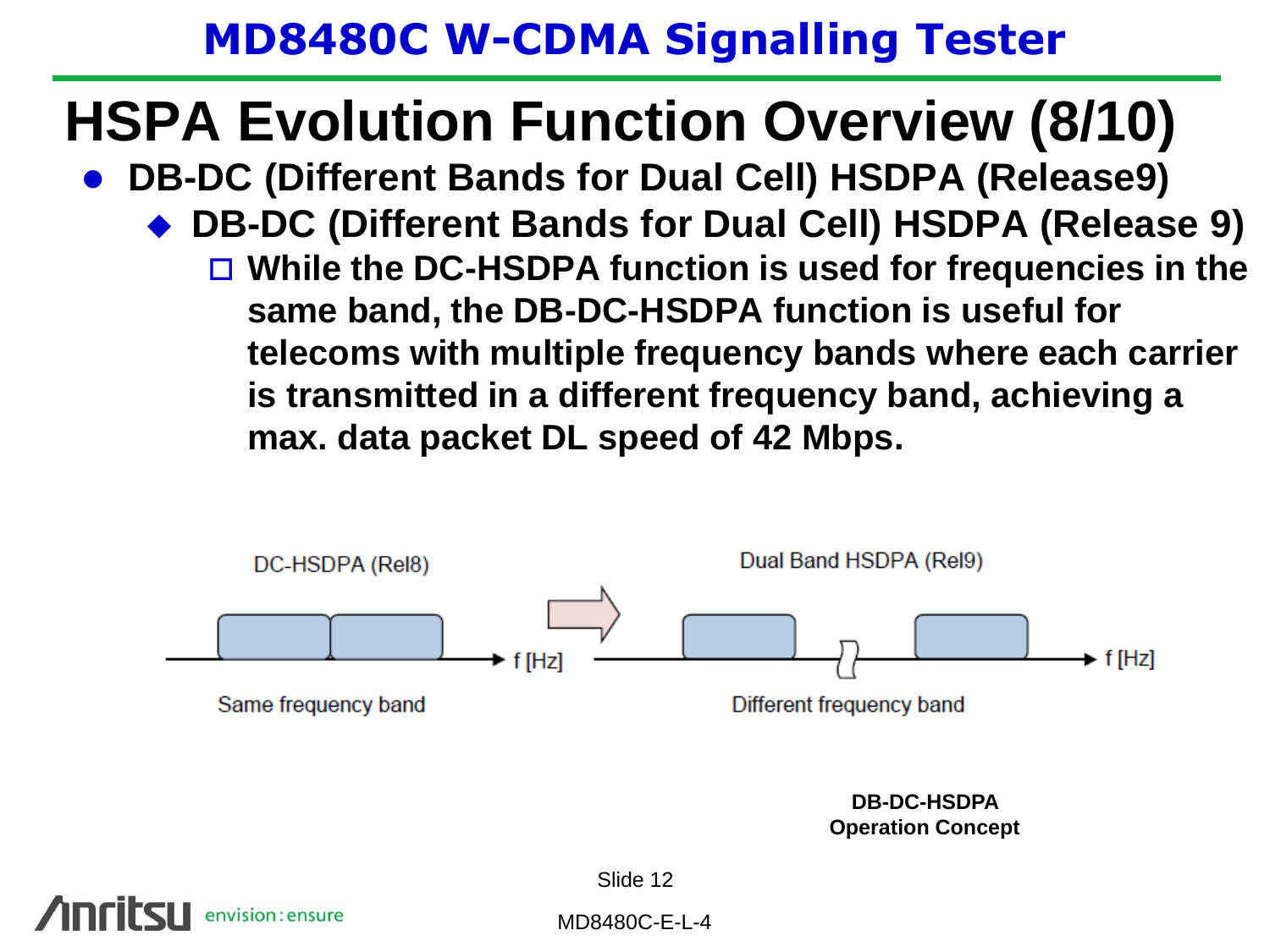# HSPA Evolution Function Overview (8/10)

- **DB-DC (Different Bands for Dual Cell) HSDPA (Release9)**
  - **DB-DC (Different Bands for Dual Cell) HSDPA (Release 9)**
    - **While the DC-HSDPA function is used for frequencies in the same band, the DB-DC-HSDPA function is useful for telecoms with multiple frequency bands where each carrier is transmitted in a different frequency band, achieving a max. data packet DL speed of 42 Mbps.**

DC-HSDPA (Rel8)

f [Hz]

Same frequency band

Dual Band HSDPA (Rel9)

f [Hz]

Different frequency band

**DB-DC-HSDPA Operation Concept**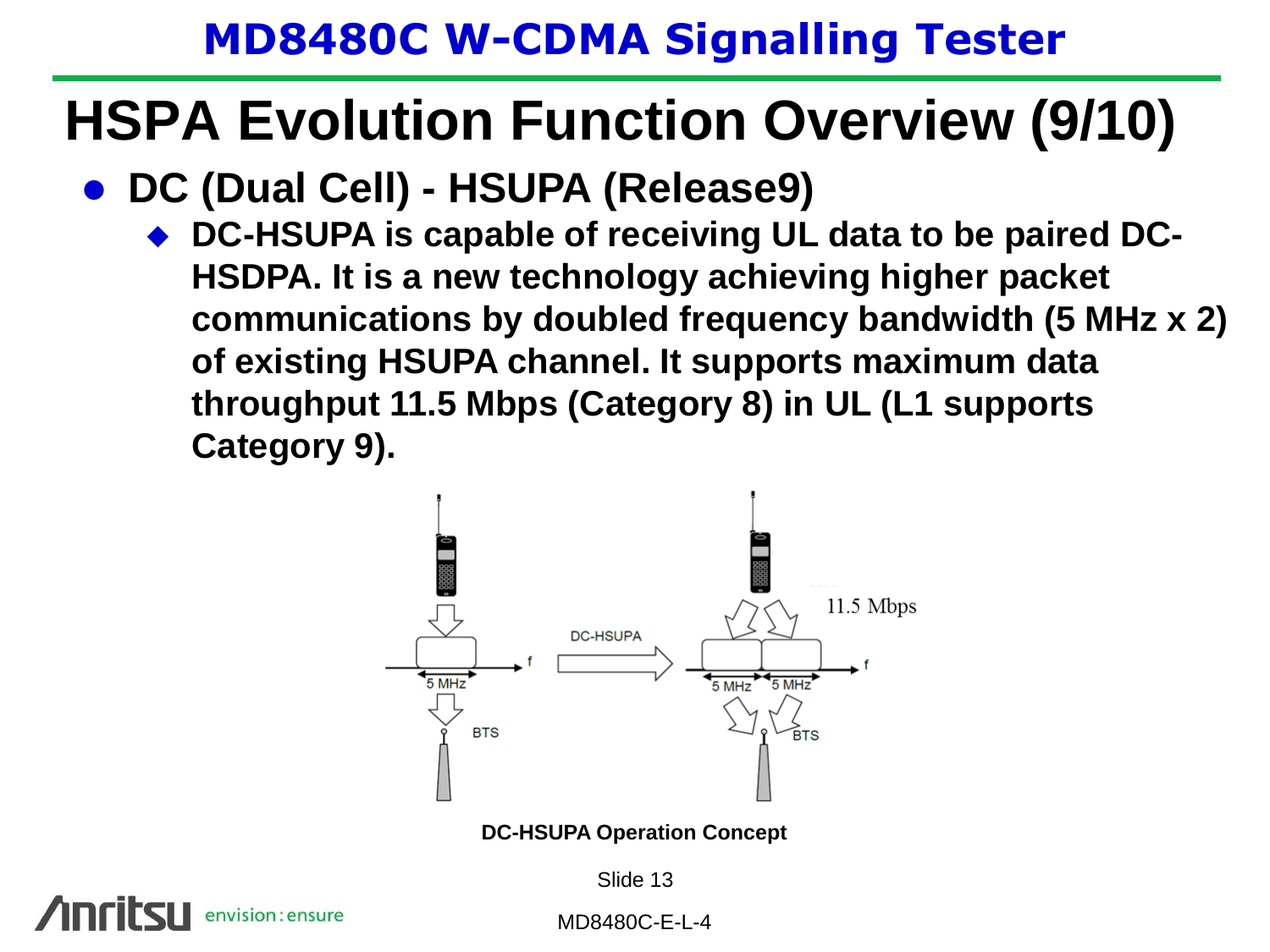# HSPA Evolution Function Overview (9/10)

- **DC (Dual Cell) - HSUPA (Release9)**
  - **DC-HSUPA is capable of receiving UL data to be paired DC-HSDPA. It is a new technology achieving higher packet communications by doubled frequency bandwidth (5 MHz x 2) of existing HSUPA channel. It supports maximum data throughput 11.5 Mbps (Category 8) in UL (L1 supports Category 9).**

**DC-HSUPA Operation Concept**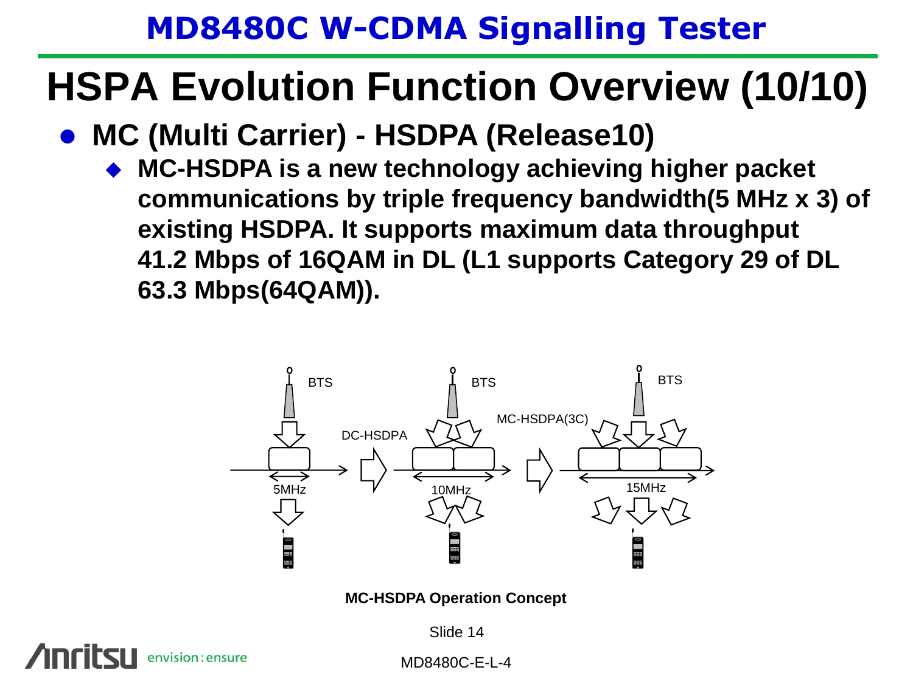# HSPA Evolution Function Overview (10/10)

- **MC (Multi Carrier) - HSDPA (Release10)**
  - **MC-HSDPA is a new technology achieving higher packet communications by triple frequency bandwidth(5 MHz x 3) of existing HSDPA. It supports maximum data throughput 41.2 Mbps of 16QAM in DL (L1 supports Category 29 of DL 63.3 Mbps(64QAM)).**

**MC-HSDPA Operation Concept**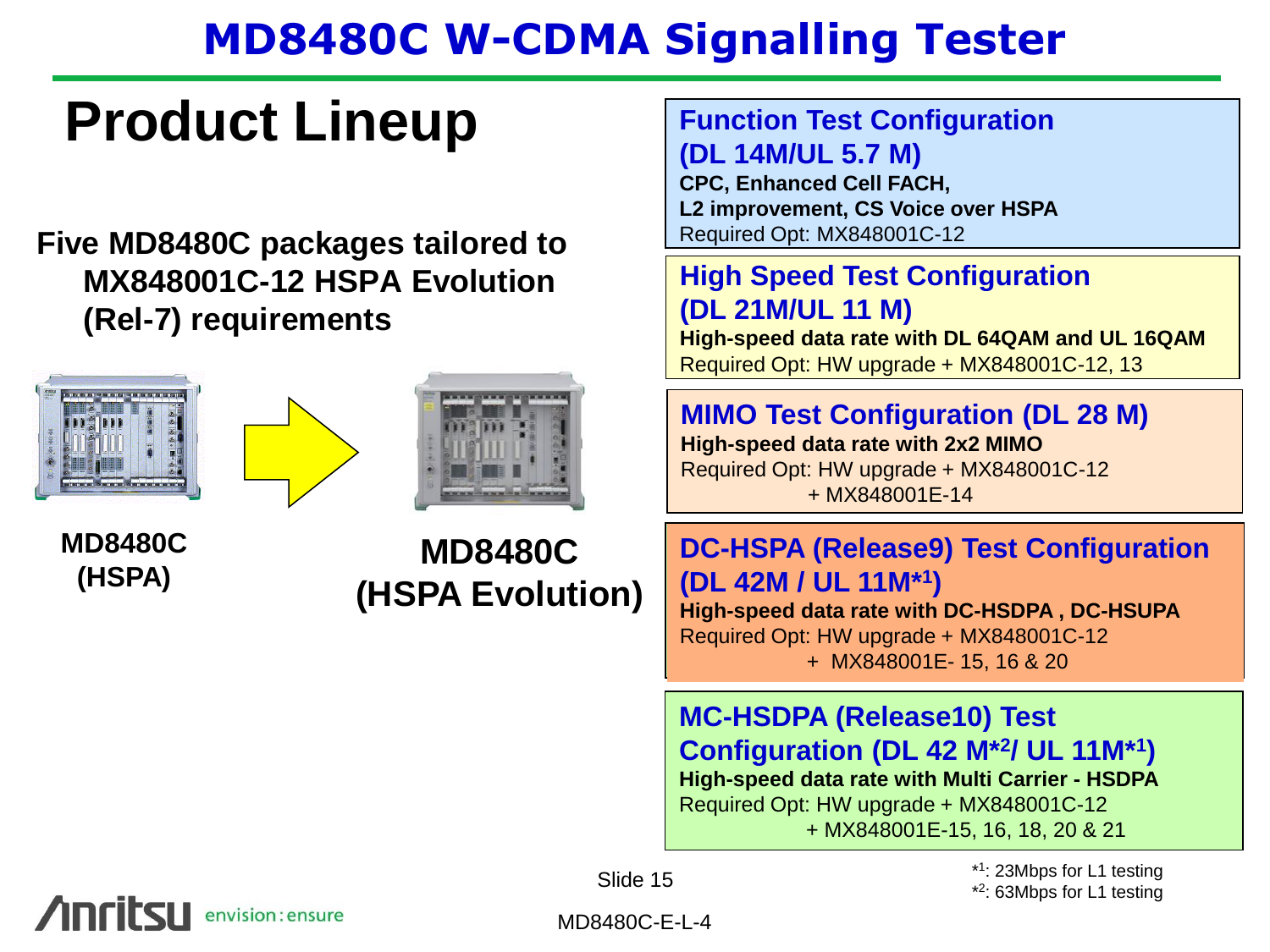# MD8480C W-CDMA Signalling Tester

## Product Lineup

**Five MD8480C packages tailored to MX848001C-12 HSPA Evolution (Rel-7) requirements**

**MD8480C (HSPA)**

**MD8480C (HSPA Evolution)**

### Function Test Configuration (DL 14M/UL 5.7 M)

**CPC, Enhanced Cell FACH, L2 improvement, CS Voice over HSPA**

Required Opt: MX848001C-12

### High Speed Test Configuration (DL 21M/UL 11 M)

**High-speed data rate with DL 64QAM and UL 16QAM**

Required Opt: HW upgrade + MX848001C-12, 13

### MIMO Test Configuration (DL 28 M)

**High-speed data rate with 2x2 MIMO**

Required Opt: HW upgrade + MX848001C-12 + MX848001E-14

### DC-HSPA (Release9) Test Configuration (DL 42M / UL 11M*1)

**High-speed data rate with DC-HSDPA , DC-HSUPA**

Required Opt: HW upgrade + MX848001C-12 + MX848001E- 15, 16 & 20

### MC-HSDPA (Release10) Test Configuration (DL 42 M*2/ UL 11M*1)

**High-speed data rate with Multi Carrier - HSDPA**

Required Opt: HW upgrade + MX848001C-12 + MX848001E-15, 16, 18, 20 & 21

*1: 23Mbps for L1 testing
*2: 63Mbps for L1 testing

MD8480C-E-L-4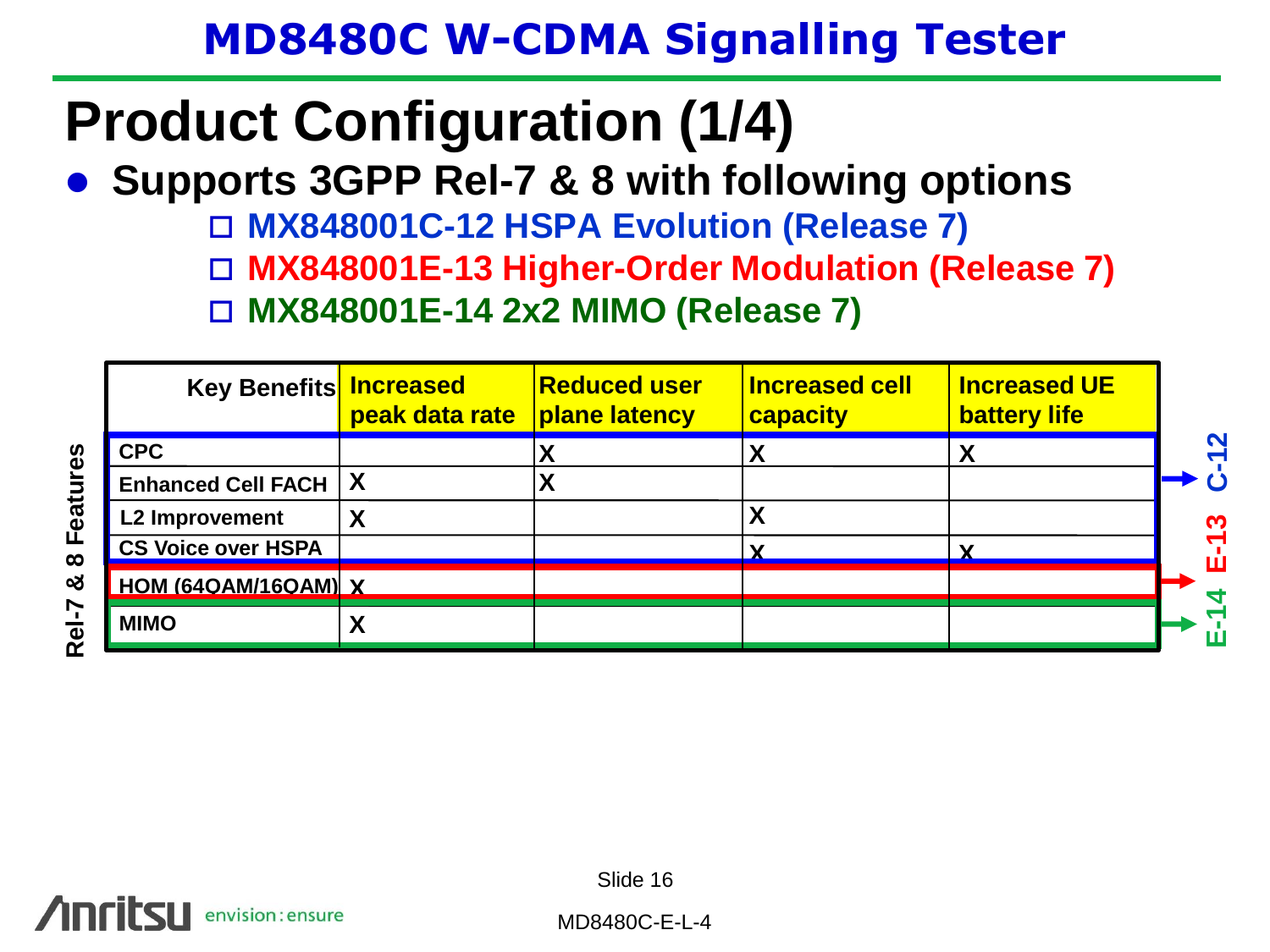# MD8480C W-CDMA Signalling Tester

## Product Configuration (1/4)

- **Supports 3GPP Rel-7 & 8 with following options**
  - ☐ **MX848001C-12 HSPA Evolution (Release 7)**
  - ☐ **MX848001E-13 Higher-Order Modulation (Release 7)**
  - ☐ **MX848001E-14 2x2 MIMO (Release 7)**

| Rel-7 & 8 Features / Key Benefits | Increased peak data rate | Reduced user plane latency | Increased cell capacity | Increased UE battery life | Option |
|---|---|---|---|---|---|
| CPC | | X | X | X | C-12 |
| Enhanced Cell FACH | X | X | | | C-12 |
| L2 Improvement | X | | X | | C-12 |
| CS Voice over HSPA | | | X | X | C-12 |
| HOM (64QAM/16QAM) | X | | | | E-13 |
| MIMO | X | | | | E-14 |

Slide 16

MD8480C-E-L-4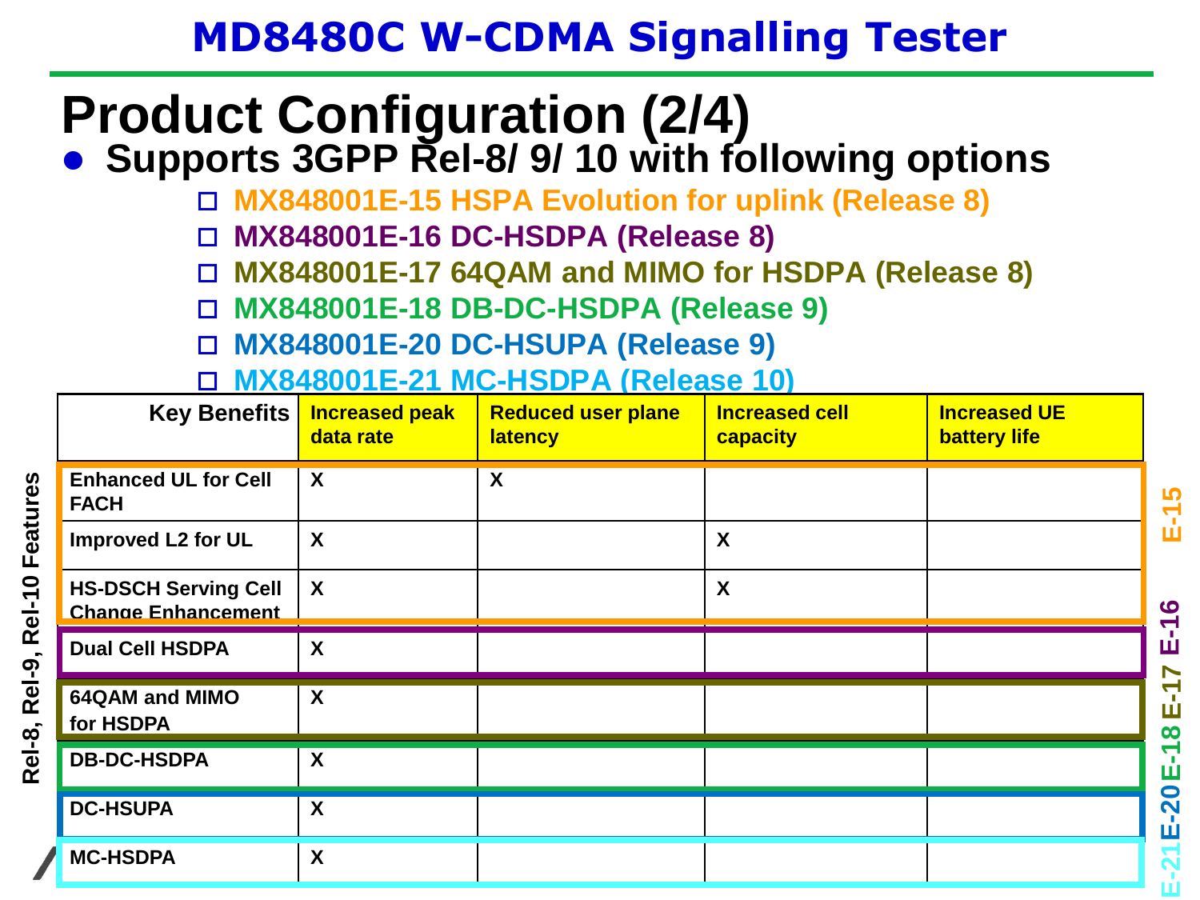# MD8480C W-CDMA Signalling Tester

## Product Configuration (2/4)

- **Supports 3GPP Rel-8/ 9/ 10 with following options**
  - MX848001E-15 HSPA Evolution for uplink (Release 8)
  - MX848001E-16 DC-HSDPA (Release 8)
  - MX848001E-17 64QAM and MIMO for HSDPA (Release 8)
  - MX848001E-18 DB-DC-HSDPA (Release 9)
  - MX848001E-20 DC-HSUPA (Release 9)
  - MX848001E-21 MC-HSDPA (Release 10)

Rel-8, Rel-9, Rel-10 Features

| Key Benefits | Increased peak data rate | Reduced user plane latency | Increased cell capacity | Increased UE battery life | Option |
|---|---|---|---|---|---|
| Enhanced UL for Cell FACH | X | X | | | E-15 |
| Improved L2 for UL | X | | X | | E-15 |
| HS-DSCH Serving Cell Change Enhancement | X | | X | | E-15 |
| Dual Cell HSDPA | X | | | | E-16 |
| 64QAM and MIMO for HSDPA | X | | | | E-17 |
| DB-DC-HSDPA | X | | | | E-18 |
| DC-HSUPA | X | | | | E-20 |
| MC-HSDPA | X | | | | E-21 |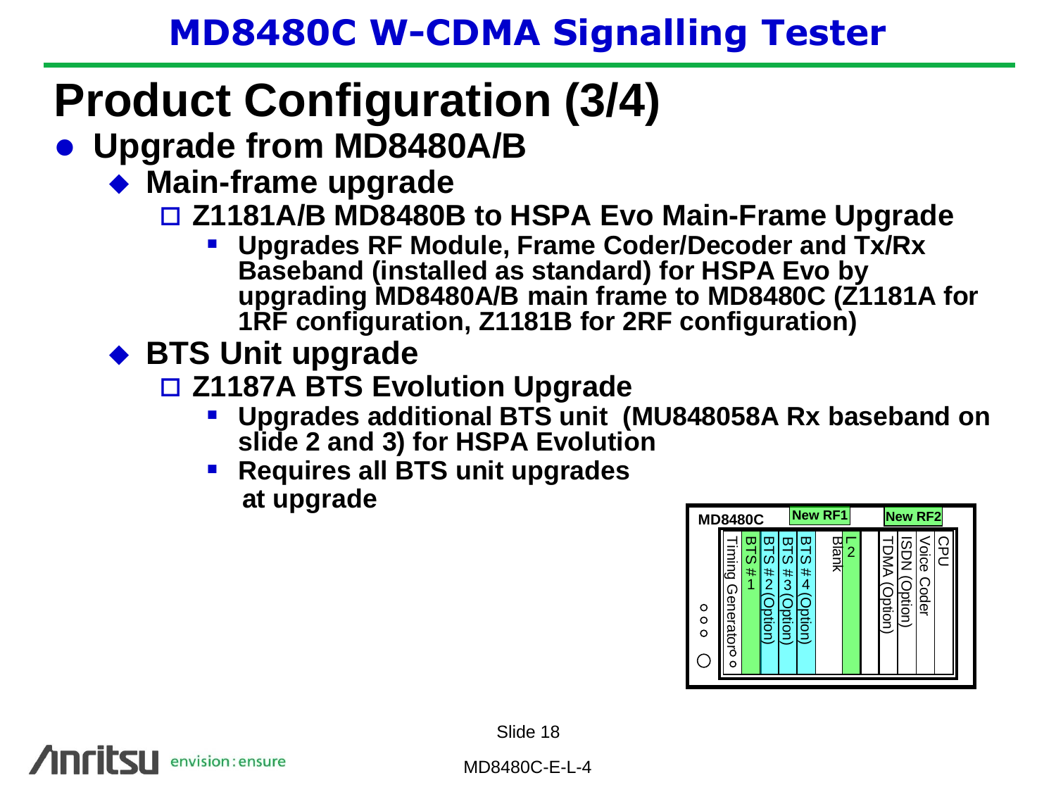# Product Configuration (3/4)

- **Upgrade from MD8480A/B**
  - **Main-frame upgrade**
    - **Z1181A/B MD8480B to HSPA Evo Main-Frame Upgrade**
      - **Upgrades RF Module, Frame Coder/Decoder and Tx/Rx Baseband (installed as standard) for HSPA Evo by upgrading MD8480A/B main frame to MD8480C (Z1181A for 1RF configuration, Z1181B for 2RF configuration)**
  - **BTS Unit upgrade**
    - **Z1187A BTS Evolution Upgrade**
      - **Upgrades additional BTS unit (MU848058A Rx baseband on slide 2 and 3) for HSPA Evolution**
      - **Requires all BTS unit upgrades at upgrade**

MD8480C | New RF1 | New RF2

Timing Generator | BTS # 1 | BTS # 2 (Option) | BTS # 3 (Option) | BTS # 4 (Option) | Blank | L2 | TDMA (Option) | ISDN (Option) | Voice Coder | CPU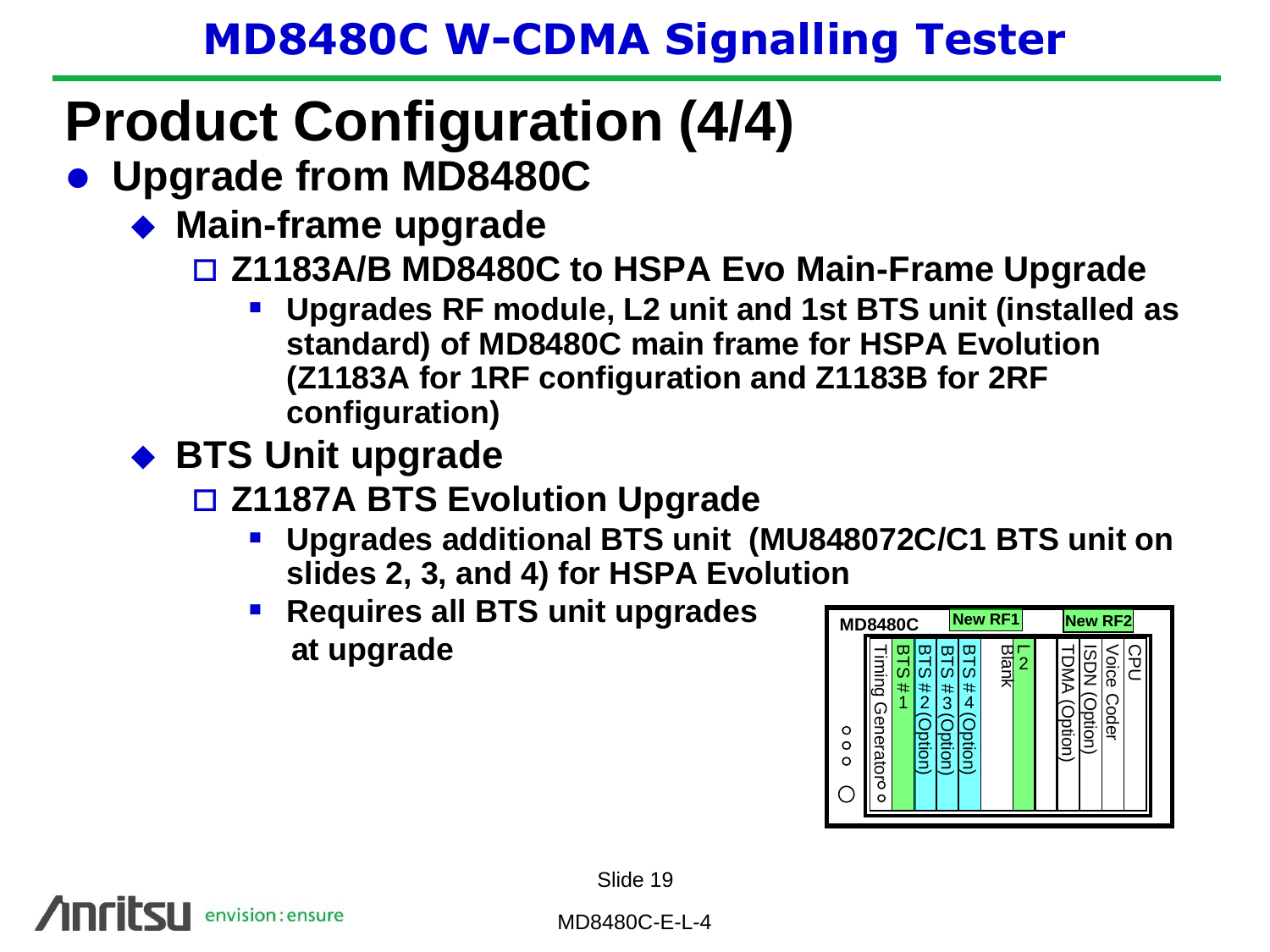# Product Configuration (4/4)

- **Upgrade from MD8480C**
  - **Main-frame upgrade**
    - **Z1183A/B MD8480C to HSPA Evo Main-Frame Upgrade**
      - **Upgrades RF module, L2 unit and 1st BTS unit (installed as standard) of MD8480C main frame for HSPA Evolution (Z1183A for 1RF configuration and Z1183B for 2RF configuration)**
  - **BTS Unit upgrade**
    - **Z1187A BTS Evolution Upgrade**
      - **Upgrades additional BTS unit (MU848072C/C1 BTS unit on slides 2, 3, and 4) for HSPA Evolution**
      - **Requires all BTS unit upgrades at upgrade**

MD8480C | New RF1 | New RF2

Timing Generator | BTS # 1 | BTS # 2 (Option) | BTS # 3 (Option) | BTS # 4 (Option) | Blank | L2 | TDMA (Option) | ISDN (Option) | Voice Coder | CPU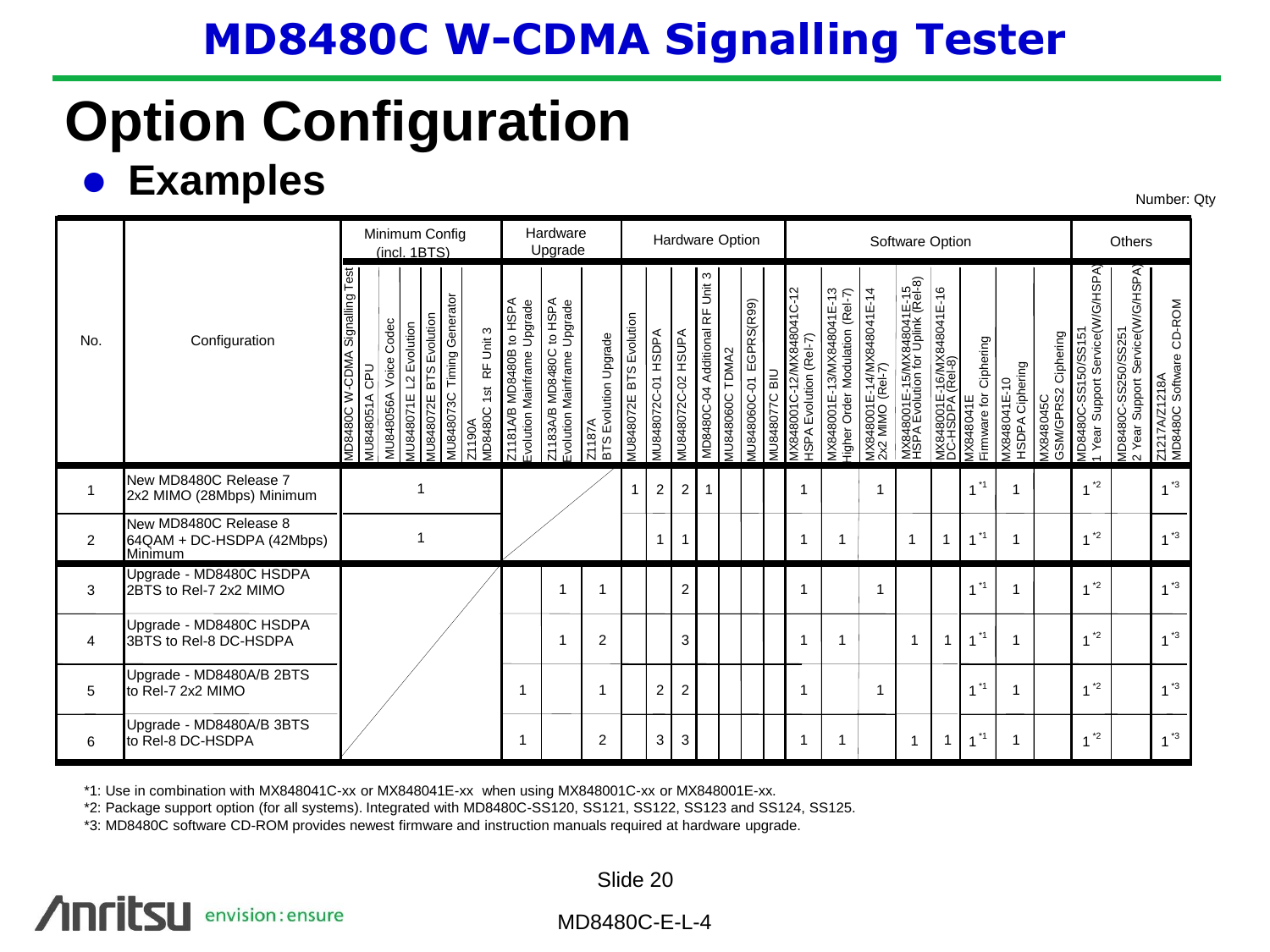# MD8480C W-CDMA Signalling Tester

# Option Configuration

## Examples

Number: Qty

| No. | Configuration | Minimum Config (incl. 1BTS) | | | | | | | Hardware Upgrade | | | Hardware Option | | | | | | | Software Option | | | | | | | | Others | | |
|---|---|---|---|---|---|---|---|---|---|---|---|---|---|---|---|---|---|---|---|---|---|---|---|---|---|---|---|---|---|
| | | MD8480C W-CDMA Signalling Test | MU848051A CPU | MU848056A Voice Codec | MU848071E L2 Evolution | MU848072E BTS Evolution | MU848073C Timing Generator | Z1190A MD8480C 1st RF Unit 3 | Z1181A/B MD8480B to HSPA Evolution Mainframe Upgrade | Z1183A/B MD8480C to HSPA Evolution Mainframe Upgrade | Z1187A BTS Evolution Upgrade | MU848072E BTS Evolution | MU848072C-01 HSDPA | MU848072C-02 HSUPA | MD8480C-04 Additional RF Unit 3 | MU848060C TDMA2 | MU848060C-01 EGPRS(R99) | MU848077C BIU | MX848001C-12/MX848041C-12 HSPA Evolution (Rel-7) | MX848001E-13/MX848041E-13 Higher Order Modulation (Rel-7) | MX848001E-14/MX848041E-14 2x2 MIMO (Rel-7) | MX848001E-15/MX848041E-15 HSPA Evolution for Uplink (Rel-8) | MX848001E-16/MX848041E-16 DC-HSDPA (Rel-8) | MX848041E Firmware for Ciphering | MX848041E-10 HSDPA Ciphering | MX848045C GSM/GPRS2 Ciphering | MD8480C-SS150/SS151 1 Year Support Service(W/G/HSPA) | MD8480C-SS250/SS251 2 Year Support Service(W/G/HSPA) | Z1217A/Z1218A MD8480C Software CD-ROM |
| 1 | New MD8480C Release 7 2x2 MIMO (28Mbps) Minimum | 1 | | | | | | | | | | 1 | 2 | 2 | 1 | | | | 1 | | 1 | | | 1 *1 | 1 | | 1 *2 | | 1 *3 |
| 2 | New MD8480C Release 8 64QAM + DC-HSDPA (42Mbps) Minimum | 1 | | | | | | | | | | | 1 | 1 | | | | | 1 | 1 | | 1 | 1 | 1 *1 | 1 | | 1 *2 | | 1 *3 |
| 3 | Upgrade - MD8480C HSDPA 2BTS to Rel-7 2x2 MIMO | | | | | | | | | 1 | 1 | | | 2 | | | | | 1 | | 1 | | | 1 *1 | 1 | | 1 *2 | | 1 *3 |
| 4 | Upgrade - MD8480C HSDPA 3BTS to Rel-8 DC-HSDPA | | | | | | | | | 1 | 2 | | | 3 | | | | | 1 | 1 | | 1 | 1 | 1 *1 | 1 | | 1 *2 | | 1 *3 |
| 5 | Upgrade - MD8480A/B 2BTS to Rel-7 2x2 MIMO | | | | | | | | 1 | | 1 | | 2 | 2 | | | | | 1 | | 1 | | | 1 *1 | 1 | | 1 *2 | | 1 *3 |
| 6 | Upgrade - MD8480A/B 3BTS to Rel-8 DC-HSDPA | | | | | | | | 1 | | 2 | | 3 | 3 | | | | | 1 | 1 | | 1 | 1 | 1 *1 | 1 | | 1 *2 | | 1 *3 |

*1: Use in combination with MX848041C-xx or MX848041E-xx when using MX848001C-xx or MX848001E-xx.

*2: Package support option (for all systems). Integrated with MD8480C-SS120, SS121, SS122, SS123 and SS124, SS125.

*3: MD8480C software CD-ROM provides newest firmware and instruction manuals required at hardware upgrade.

MD8480C-E-L-4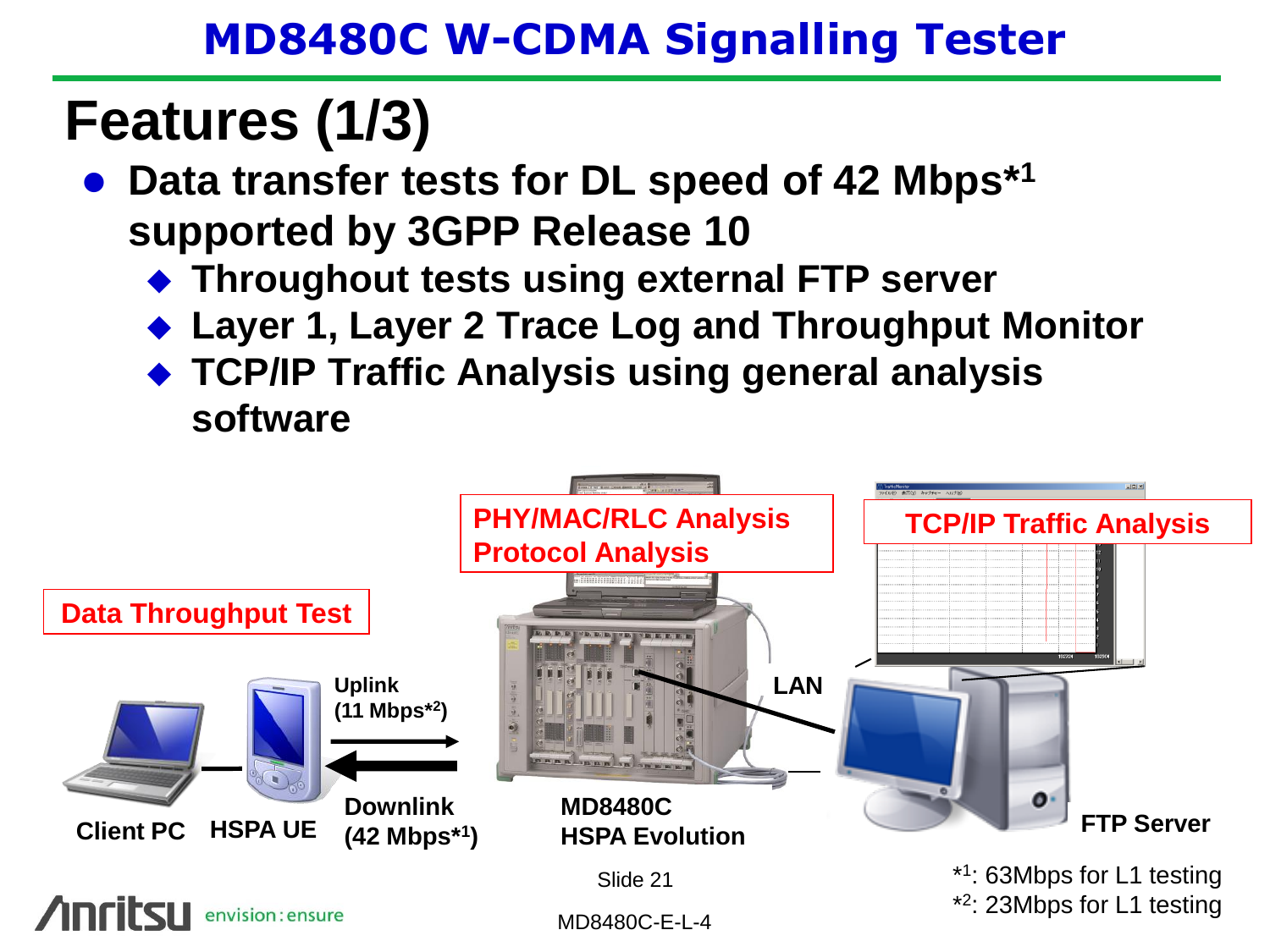# MD8480C W-CDMA Signalling Tester

## Features (1/3)

- **Data transfer tests for DL speed of 42 Mbps*[1] supported by 3GPP Release 10**
  - **Throughout tests using external FTP server**
  - **Layer 1, Layer 2 Trace Log and Throughput Monitor**
  - **TCP/IP Traffic Analysis using general analysis software**

Data Throughput Test

PHY/MAC/RLC Analysis
Protocol Analysis

TCP/IP Traffic Analysis

Uplink (11 Mbps*[2])

Downlink (42 Mbps*[1])

LAN

Client PC | HSPA UE | MD8480C HSPA Evolution | FTP Server

*[1]: 63Mbps for L1 testing
*[2]: 23Mbps for L1 testing

MD8480C-E-L-4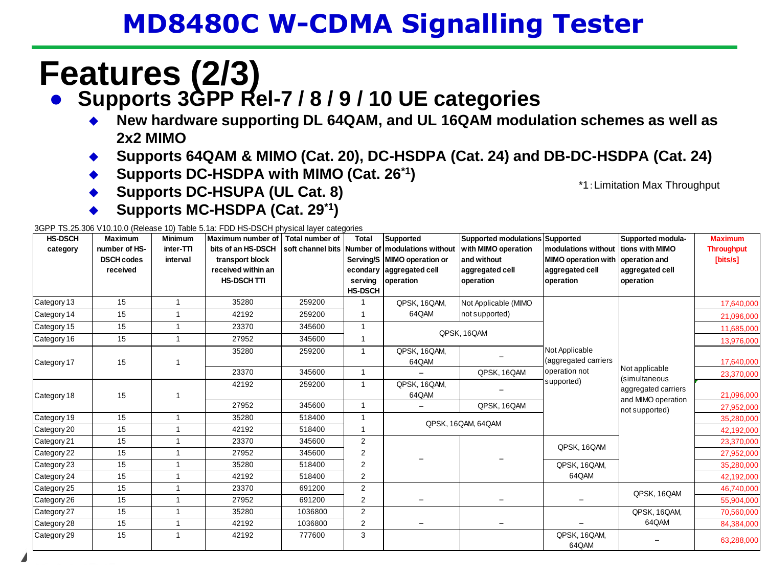# MD8480C W-CDMA Signalling Tester

## Features (2/3)

- **Supports 3GPP Rel-7 / 8 / 9 / 10 UE categories**
  - **New hardware supporting DL 64QAM, and UL 16QAM modulation schemes as well as 2x2 MIMO**
  - **Supports 64QAM & MIMO (Cat. 20), DC-HSDPA (Cat. 24) and DB-DC-HSDPA (Cat. 24)**
  - **Supports DC-HSDPA with MIMO (Cat. 26[*1])**
  - **Supports DC-HSUPA (UL Cat. 8)**
  - **Supports MC-HSDPA (Cat. 29[*1])**

*1：Limitation Max Throughput

3GPP TS.25.306 V10.10.0 (Release 10) Table 5.1a: FDD HS-DSCH physical layer categories

| HS-DSCH category | Maximum number of HS-DSCH codes received | Minimum inter-TTI interval | Maximum number of bits of an HS-DSCH transport block received within an HS-DSCH TTI | Total number of soft channel bits | Total Number of Serving/Secondary serving HS-DSCH | Supported modulations without MIMO operation or aggregated cell operation | Supported modulations with MIMO operation and without aggregated cell operation | Supported modulations without MIMO operation with aggregated cell operation | Supported modulations with MIMO operation and aggregated cell operation | Maximum Throughput [bits/s] |
|---|---|---|---|---|---|---|---|---|---|---|
| Category 13 | 15 | 1 | 35280 | 259200 | 1 | QPSK, 16QAM, 64QAM | Not Applicable (MIMO not supported) | Not Applicable (aggregated carriers operation not supported) | Not applicable (simultaneous aggregated carriers and MIMO operation not supported) | 17,640,000 |
| Category 14 | 15 | 1 | 42192 | 259200 | 1 | QPSK, 16QAM, 64QAM | Not Applicable (MIMO not supported) | | | 21,096,000 |
| Category 15 | 15 | 1 | 23370 | 345600 | 1 | QPSK, 16QAM | QPSK, 16QAM | | | 11,685,000 |
| Category 16 | 15 | 1 | 27952 | 345600 | 1 | QPSK, 16QAM | QPSK, 16QAM | | | 13,976,000 |
| Category 17 | 15 | 1 | 35280 | 259200 | 1 | QPSK, 16QAM, 64QAM | – | | | 17,640,000 |
| | | | 23370 | 345600 | 1 | – | QPSK, 16QAM | | | 23,370,000 |
| Category 18 | 15 | 1 | 42192 | 259200 | 1 | QPSK, 16QAM, 64QAM | – | | | 21,096,000 |
| | | | 27952 | 345600 | 1 | – | QPSK, 16QAM | | | 27,952,000 |
| Category 19 | 15 | 1 | 35280 | 518400 | 1 | QPSK, 16QAM, 64QAM | QPSK, 16QAM, 64QAM | | | 35,280,000 |
| Category 20 | 15 | 1 | 42192 | 518400 | 1 | QPSK, 16QAM, 64QAM | QPSK, 16QAM, 64QAM | | | 42,192,000 |
| Category 21 | 15 | 1 | 23370 | 345600 | 2 | – | – | QPSK, 16QAM | | 23,370,000 |
| Category 22 | 15 | 1 | 27952 | 345600 | 2 | – | – | QPSK, 16QAM | | 27,952,000 |
| Category 23 | 15 | 1 | 35280 | 518400 | 2 | – | – | QPSK, 16QAM, 64QAM | | 35,280,000 |
| Category 24 | 15 | 1 | 42192 | 518400 | 2 | – | – | QPSK, 16QAM, 64QAM | | 42,192,000 |
| Category 25 | 15 | 1 | 23370 | 691200 | 2 | – | – | – | QPSK, 16QAM | 46,740,000 |
| Category 26 | 15 | 1 | 27952 | 691200 | 2 | – | – | – | QPSK, 16QAM | 55,904,000 |
| Category 27 | 15 | 1 | 35280 | 1036800 | 2 | – | – | – | QPSK, 16QAM, 64QAM | 70,560,000 |
| Category 28 | 15 | 1 | 42192 | 1036800 | 2 | – | – | – | QPSK, 16QAM, 64QAM | 84,384,000 |
| Category 29 | 15 | 1 | 42192 | 777600 | 3 | | | QPSK, 16QAM, 64QAM | – | 63,288,000 |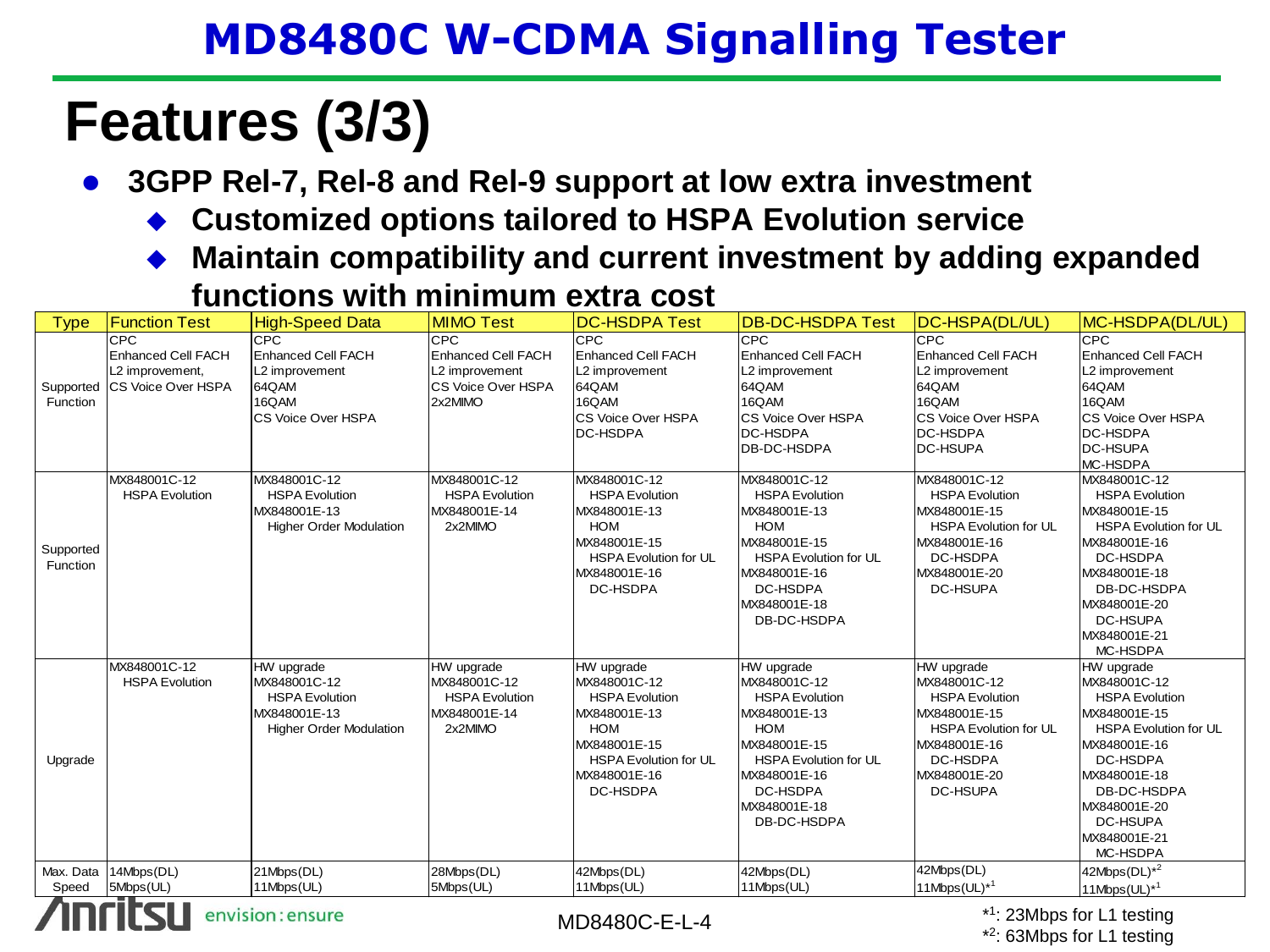# MD8480C W-CDMA Signalling Tester

## Features (3/3)

- **3GPP Rel-7, Rel-8 and Rel-9 support at low extra investment**
  - **Customized options tailored to HSPA Evolution service**
  - **Maintain compatibility and current investment by adding expanded functions with minimum extra cost**

| Type | Function Test | High-Speed Data | MIMO Test | DC-HSDPA Test | DB-DC-HSDPA Test | DC-HSPA(DL/UL) | MC-HSDPA(DL/UL) |
|---|---|---|---|---|---|---|---|
| Supported Function | CPC<br>Enhanced Cell FACH<br>L2 improvement,<br>CS Voice Over HSPA | CPC<br>Enhanced Cell FACH<br>L2 improvement<br>64QAM<br>16QAM<br>CS Voice Over HSPA | CPC<br>Enhanced Cell FACH<br>L2 improvement<br>CS Voice Over HSPA<br>2x2MIMO | CPC<br>Enhanced Cell FACH<br>L2 improvement<br>64QAM<br>16QAM<br>CS Voice Over HSPA<br>DC-HSDPA | CPC<br>Enhanced Cell FACH<br>L2 improvement<br>64QAM<br>16QAM<br>CS Voice Over HSPA<br>DC-HSDPA<br>DB-DC-HSDPA | CPC<br>Enhanced Cell FACH<br>L2 improvement<br>64QAM<br>16QAM<br>CS Voice Over HSPA<br>DC-HSDPA<br>DC-HSUPA | CPC<br>Enhanced Cell FACH<br>L2 improvement<br>64QAM<br>16QAM<br>CS Voice Over HSPA<br>DC-HSDPA<br>DC-HSUPA<br>MC-HSDPA |
| Supported Function | MX848001C-12<br>HSPA Evolution | MX848001C-12<br>HSPA Evolution<br>MX848001E-13<br>Higher Order Modulation | MX848001C-12<br>HSPA Evolution<br>MX848001E-14<br>2x2MIMO | MX848001C-12<br>HSPA Evolution<br>MX848001E-13<br>HOM<br>MX848001E-15<br>HSPA Evolution for UL<br>MX848001E-16<br>DC-HSDPA | MX848001C-12<br>HSPA Evolution<br>MX848001E-13<br>HOM<br>MX848001E-15<br>HSPA Evolution for UL<br>MX848001E-16<br>DC-HSDPA<br>MX848001E-18<br>DB-DC-HSDPA | MX848001C-12<br>HSPA Evolution<br>MX848001E-15<br>HSPA Evolution for UL<br>MX848001E-16<br>DC-HSDPA<br>MX848001E-20<br>DC-HSUPA | MX848001C-12<br>HSPA Evolution<br>MX848001E-15<br>HSPA Evolution for UL<br>MX848001E-16<br>DC-HSDPA<br>MX848001E-18<br>DB-DC-HSDPA<br>MX848001E-20<br>DC-HSUPA<br>MX848001E-21<br>MC-HSDPA |
| Upgrade | MX848001C-12<br>HSPA Evolution | HW upgrade<br>MX848001C-12<br>HSPA Evolution<br>MX848001E-13<br>Higher Order Modulation | HW upgrade<br>MX848001C-12<br>HSPA Evolution<br>MX848001E-14<br>2x2MIMO | HW upgrade<br>MX848001C-12<br>HSPA Evolution<br>MX848001E-13<br>HOM<br>MX848001E-15<br>HSPA Evolution for UL<br>MX848001E-16<br>DC-HSDPA | HW upgrade<br>MX848001C-12<br>HSPA Evolution<br>MX848001E-13<br>HOM<br>MX848001E-15<br>HSPA Evolution for UL<br>MX848001E-16<br>DC-HSDPA<br>MX848001E-18<br>DB-DC-HSDPA | HW upgrade<br>MX848001C-12<br>HSPA Evolution<br>MX848001E-15<br>HSPA Evolution for UL<br>MX848001E-16<br>DC-HSDPA<br>MX848001E-20<br>DC-HSUPA | HW upgrade<br>MX848001C-12<br>HSPA Evolution<br>MX848001E-15<br>HSPA Evolution for UL<br>MX848001E-16<br>DC-HSDPA<br>MX848001E-18<br>DB-DC-HSDPA<br>MX848001E-20<br>DC-HSUPA<br>MX848001E-21<br>MC-HSDPA |
| Max. Data Speed | 14Mbps(DL)<br>5Mbps(UL) | 21Mbps(DL)<br>11Mbps(UL) | 28Mbps(DL)<br>5Mbps(UL) | 42Mbps(DL)<br>11Mbps(UL) | 42Mbps(DL)<br>11Mbps(UL) | 42Mbps(DL)<br>11Mbps(UL)*1 | 42Mbps(DL)*2<br>11Mbps(UL)*1 |

*1: 23Mbps for L1 testing
*2: 63Mbps for L1 testing

MD8480C-E-L-4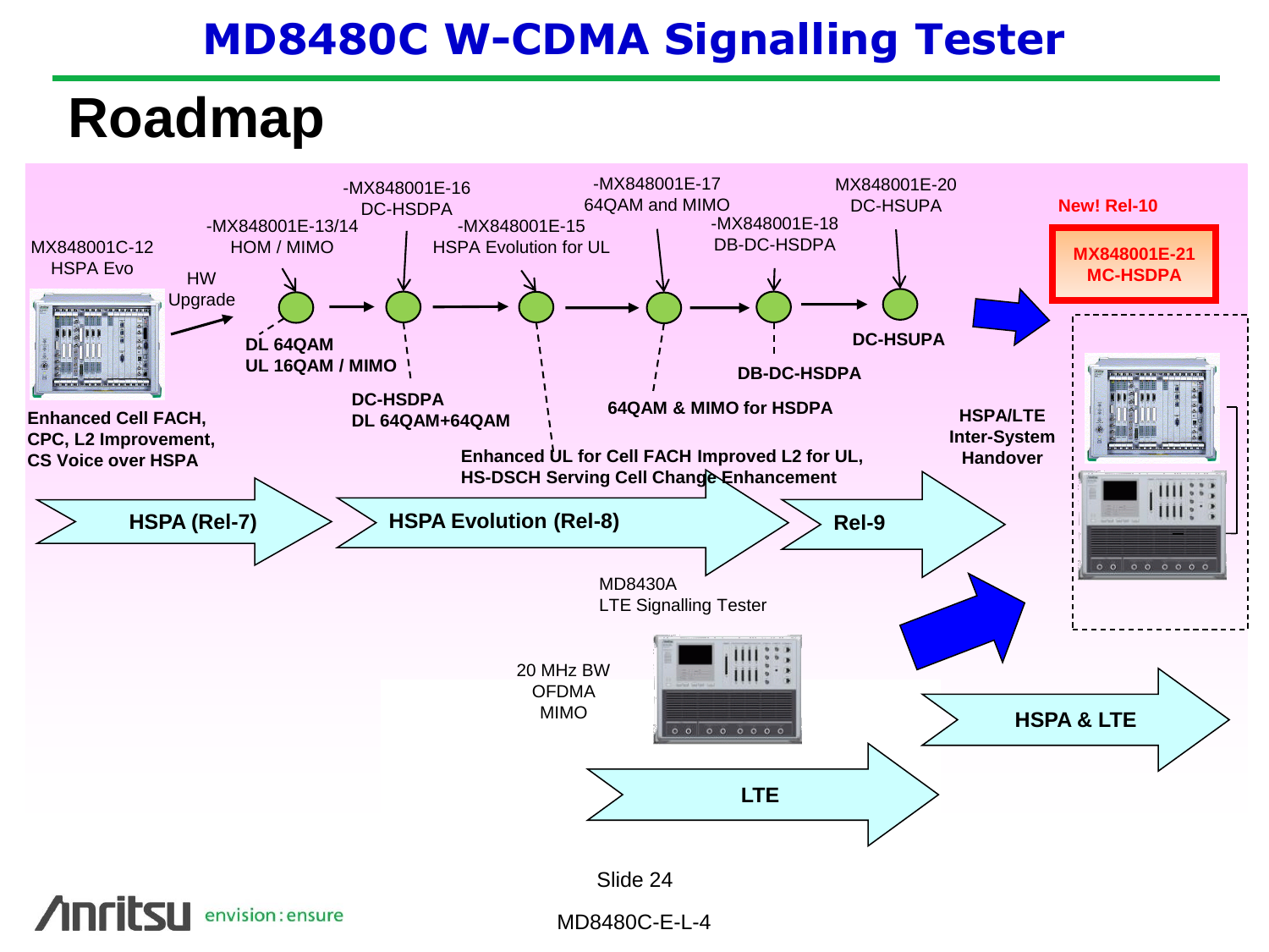# MD8480C W-CDMA Signalling Tester

## Roadmap

MX848001C-12
HSPA Evo

HW Upgrade

-MX848001E-13/14
HOM / MIMO

-MX848001E-16
DC-HSDPA

-MX848001E-15
HSPA Evolution for UL

-MX848001E-17
64QAM and MIMO

-MX848001E-18
DB-DC-HSDPA

MX848001E-20
DC-HSUPA

**New! Rel-10**

**MX848001E-21**
**MC-HSDPA**

**DL 64QAM**
**UL 16QAM / MIMO**

**DC-HSDPA**
**DL 64QAM+64QAM**

**64QAM & MIMO for HSDPA**

**DB-DC-HSDPA**

**DC-HSUPA**

**Enhanced Cell FACH,**
**CPC, L2 Improvement,**
**CS Voice over HSPA**

**Enhanced UL for Cell FACH Improved L2 for UL,**
**HS-DSCH Serving Cell Change Enhancement**

**HSPA/LTE**
**Inter-System**
**Handover**

**HSPA (Rel-7)**

**HSPA Evolution (Rel-8)**

**Rel-9**

MD8430A
LTE Signalling Tester

20 MHz BW
OFDMA
MIMO

**HSPA & LTE**

**LTE**

MD8480C-E-L-4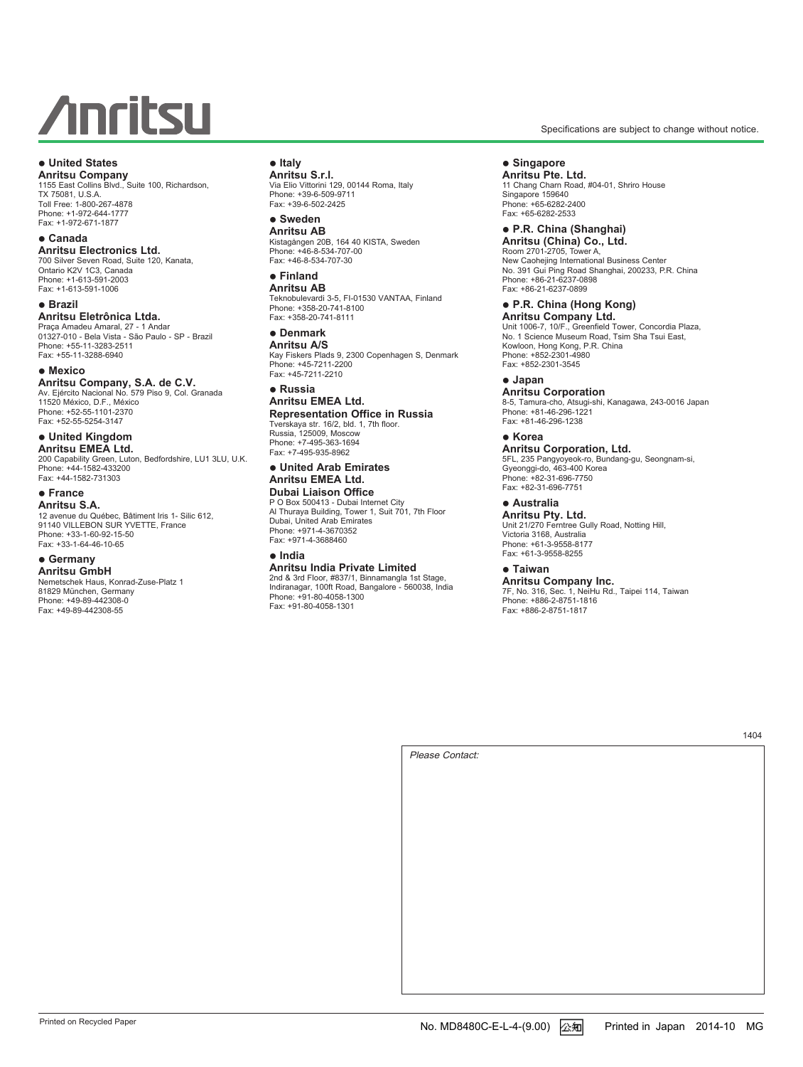# Anritsu

Specifications are subject to change without notice.

### ● United States
**Anritsu Company**
1155 East Collins Blvd., Suite 100, Richardson, TX 75081, U.S.A.
Toll Free: 1-800-267-4878
Phone: +1-972-644-1777
Fax: +1-972-671-1877

### ● Canada
**Anritsu Electronics Ltd.**
700 Silver Seven Road, Suite 120, Kanata, Ontario K2V 1C3, Canada
Phone: +1-613-591-2003
Fax: +1-613-591-1006

### ● Brazil
**Anritsu Eletrônica Ltda.**
Praça Amadeu Amaral, 27 - 1 Andar
01327-010 - Bela Vista - São Paulo - SP - Brazil
Phone: +55-11-3283-2511
Fax: +55-11-3288-6940

### ● Mexico
**Anritsu Company, S.A. de C.V.**
Av. Ejército Nacional No. 579 Piso 9, Col. Granada
11520 México, D.F., México
Phone: +52-55-1101-2370
Fax: +52-55-5254-3147

### ● United Kingdom
**Anritsu EMEA Ltd.**
200 Capability Green, Luton, Bedfordshire, LU1 3LU, U.K.
Phone: +44-1582-433200
Fax: +44-1582-731303

### ● France
**Anritsu S.A.**
12 avenue du Québec, Bâtiment Iris 1- Silic 612, 91140 VILLEBON SUR YVETTE, France
Phone: +33-1-60-92-15-50
Fax: +33-1-64-46-10-65

### ● Germany
**Anritsu GmbH**
Nemetschek Haus, Konrad-Zuse-Platz 1
81829 München, Germany
Phone: +49-89-442308-0
Fax: +49-89-442308-55

### ● Italy
**Anritsu S.r.l.**
Via Elio Vittorini 129, 00144 Roma, Italy
Phone: +39-6-509-9711
Fax: +39-6-502-2425

### ● Sweden
**Anritsu AB**
Kistagången 20B, 164 40 KISTA, Sweden
Phone: +46-8-534-707-00
Fax: +46-8-534-707-30

### ● Finland
**Anritsu AB**
Teknobulevardi 3-5, FI-01530 VANTAA, Finland
Phone: +358-20-741-8100
Fax: +358-20-741-8111

### ● Denmark
**Anritsu A/S**
Kay Fiskers Plads 9, 2300 Copenhagen S, Denmark
Phone: +45-7211-2200
Fax: +45-7211-2210

### ● Russia
**Anritsu EMEA Ltd.**
**Representation Office in Russia**
Tverskaya str. 16/2, bld. 1, 7th floor.
Russia, 125009, Moscow
Phone: +7-495-363-1694
Fax: +7-495-935-8962

### ● United Arab Emirates
**Anritsu EMEA Ltd.**
**Dubai Liaison Office**
P O Box 500413 - Dubai Internet City
Al Thuraya Building, Tower 1, Suit 701, 7th Floor
Dubai, United Arab Emirates
Phone: +971-4-3670352
Fax: +971-4-3688460

### ● India
**Anritsu India Private Limited**
2nd & 3rd Floor, #837/1, Binnamangla 1st Stage, Indiranagar, 100ft Road, Bangalore - 560038, India
Phone: +91-80-4058-1300
Fax: +91-80-4058-1301

### ● Singapore
**Anritsu Pte. Ltd.**
11 Chang Charn Road, #04-01, Shriro House
Singapore 159640
Phone: +65-6282-2400
Fax: +65-6282-2533

### ● P.R. China (Shanghai)
**Anritsu (China) Co., Ltd.**
Room 2701-2705, Tower A,
New Caohejing International Business Center
No. 391 Gui Ping Road Shanghai, 200233, P.R. China
Phone: +86-21-6237-0898
Fax: +86-21-6237-0899

### ● P.R. China (Hong Kong)
**Anritsu Company Ltd.**
Unit 1006-7, 10/F., Greenfield Tower, Concordia Plaza, No. 1 Science Museum Road, Tsim Sha Tsui East, Kowloon, Hong Kong, P.R. China
Phone: +852-2301-4980
Fax: +852-2301-3545

### ● Japan
**Anritsu Corporation**
8-5, Tamura-cho, Atsugi-shi, Kanagawa, 243-0016 Japan
Phone: +81-46-296-1221
Fax: +81-46-296-1238

### ● Korea
**Anritsu Corporation, Ltd.**
5FL, 235 Pangyoyeok-ro, Bundang-gu, Seongnam-si, Gyeonggi-do, 463-400 Korea
Phone: +82-31-696-7750
Fax: +82-31-696-7751

### ● Australia
**Anritsu Pty. Ltd.**
Unit 21/270 Ferntree Gully Road, Notting Hill, Victoria 3168, Australia
Phone: +61-3-9558-8177
Fax: +61-3-9558-8255

### ● Taiwan
**Anritsu Company Inc.**
7F, No. 316, Sec. 1, NeiHu Rd., Taipei 114, Taiwan
Phone: +886-2-8751-1816
Fax: +886-2-8751-1817

1404

*Please Contact:*

Printed on Recycled Paper

No. MD8480C-E-L-4-(9.00) 公知 Printed in Japan 2014-10 MG